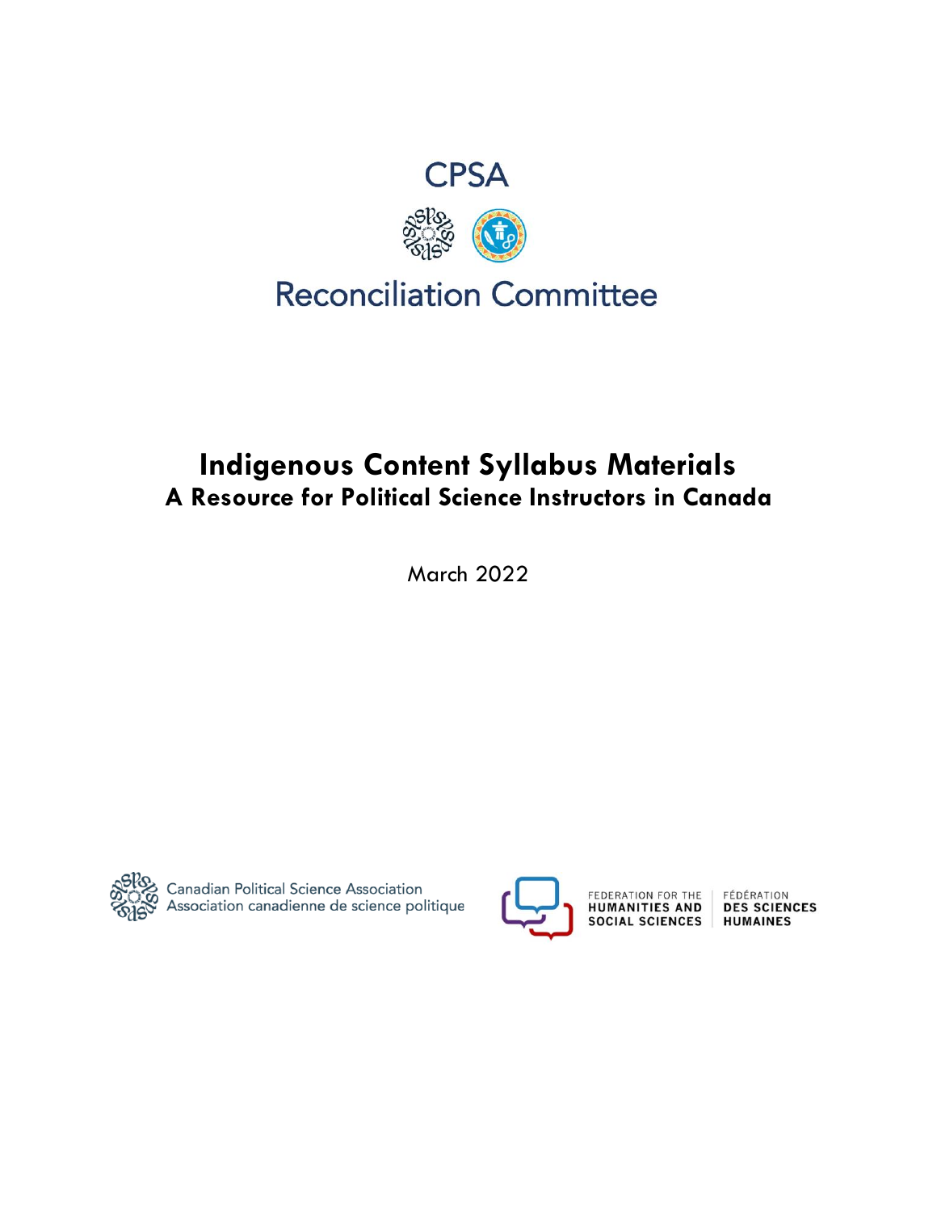CPSA

Reconciliation Committee

# Indigenous Content Syllabus Materials

## A Resource for Political Science Instructors in Canada

March 2022

Canadian Political Science Association
Association canadienne de science politique

FEDERATION FOR THE HUMANITIES AND SOCIAL SCIENCES
FÉDÉRATION DES SCIENCES HUMAINES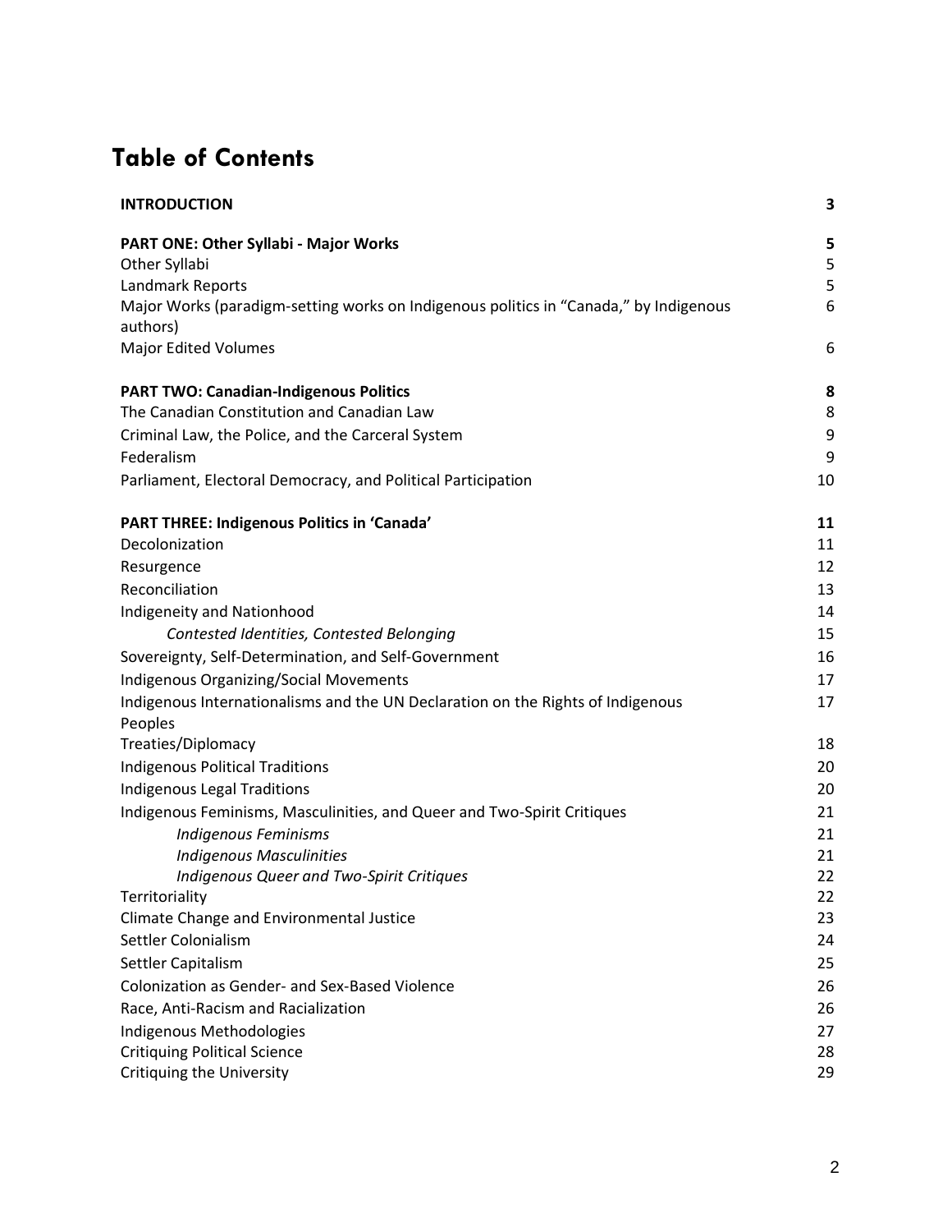# Table of Contents

| | |
|---|---|
| **INTRODUCTION** | **3** |
| | |
| **PART ONE: Other Syllabi - Major Works** | **5** |
| Other Syllabi | 5 |
| Landmark Reports | 5 |
| Major Works (paradigm-setting works on Indigenous politics in "Canada," by Indigenous authors) | 6 |
| Major Edited Volumes | 6 |
| | |
| **PART TWO: Canadian-Indigenous Politics** | **8** |
| The Canadian Constitution and Canadian Law | 8 |
| Criminal Law, the Police, and the Carceral System | 9 |
| Federalism | 9 |
| Parliament, Electoral Democracy, and Political Participation | 10 |
| | |
| **PART THREE: Indigenous Politics in 'Canada'** | **11** |
| Decolonization | 11 |
| Resurgence | 12 |
| Reconciliation | 13 |
| Indigeneity and Nationhood | 14 |
| *Contested Identities, Contested Belonging* | 15 |
| Sovereignty, Self-Determination, and Self-Government | 16 |
| Indigenous Organizing/Social Movements | 17 |
| Indigenous Internationalisms and the UN Declaration on the Rights of Indigenous Peoples | 17 |
| Treaties/Diplomacy | 18 |
| Indigenous Political Traditions | 20 |
| Indigenous Legal Traditions | 20 |
| Indigenous Feminisms, Masculinities, and Queer and Two-Spirit Critiques | 21 |
| *Indigenous Feminisms* | 21 |
| *Indigenous Masculinities* | 21 |
| *Indigenous Queer and Two-Spirit Critiques* | 22 |
| Territoriality | 22 |
| Climate Change and Environmental Justice | 23 |
| Settler Colonialism | 24 |
| Settler Capitalism | 25 |
| Colonization as Gender- and Sex-Based Violence | 26 |
| Race, Anti-Racism and Racialization | 26 |
| Indigenous Methodologies | 27 |
| Critiquing Political Science | 28 |
| Critiquing the University | 29 |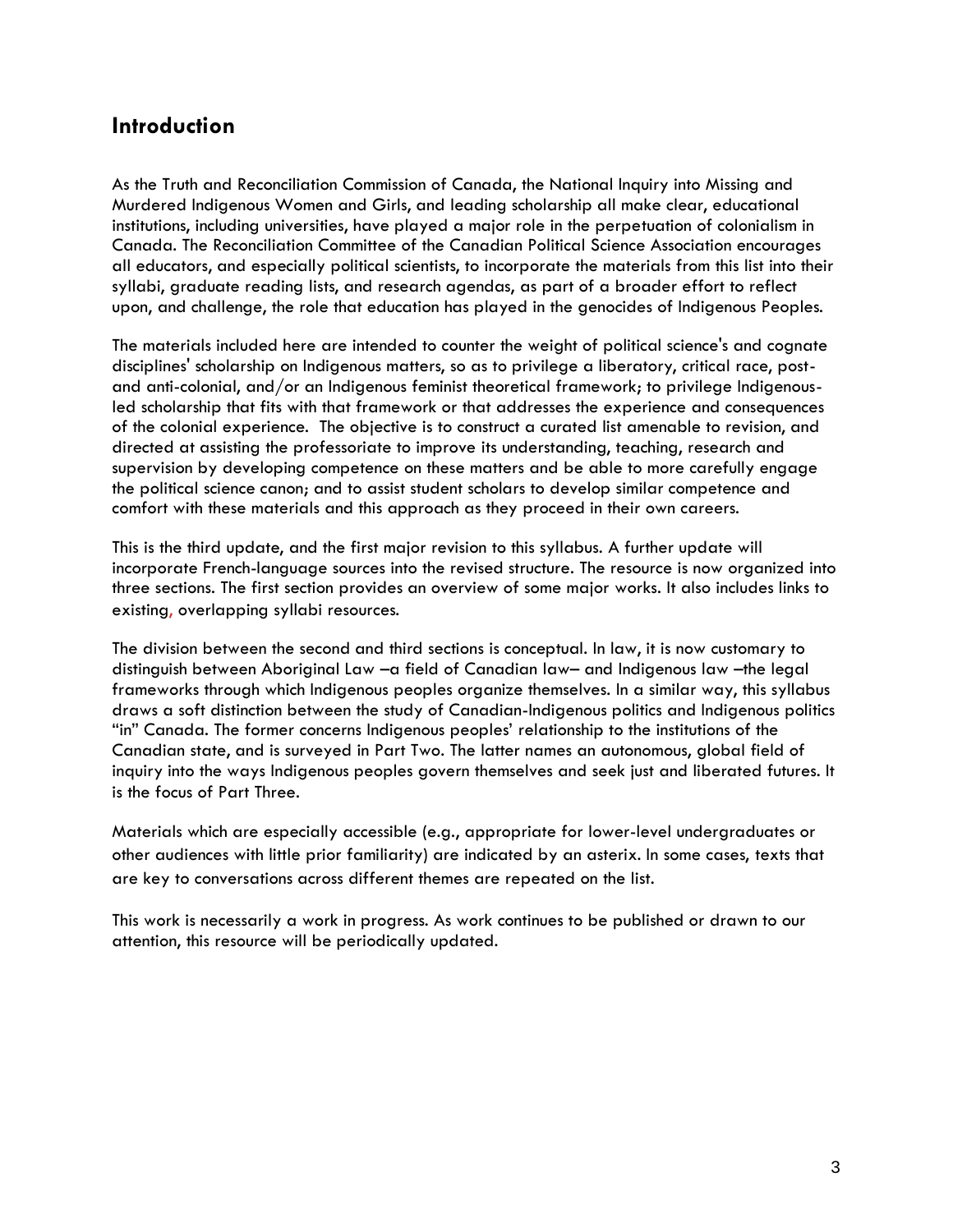## Introduction

As the Truth and Reconciliation Commission of Canada, the National Inquiry into Missing and Murdered Indigenous Women and Girls, and leading scholarship all make clear, educational institutions, including universities, have played a major role in the perpetuation of colonialism in Canada. The Reconciliation Committee of the Canadian Political Science Association encourages all educators, and especially political scientists, to incorporate the materials from this list into their syllabi, graduate reading lists, and research agendas, as part of a broader effort to reflect upon, and challenge, the role that education has played in the genocides of Indigenous Peoples.

The materials included here are intended to counter the weight of political science's and cognate disciplines' scholarship on Indigenous matters, so as to privilege a liberatory, critical race, post- and anti-colonial, and/or an Indigenous feminist theoretical framework; to privilege Indigenous-led scholarship that fits with that framework or that addresses the experience and consequences of the colonial experience. The objective is to construct a curated list amenable to revision, and directed at assisting the professoriate to improve its understanding, teaching, research and supervision by developing competence on these matters and be able to more carefully engage the political science canon; and to assist student scholars to develop similar competence and comfort with these materials and this approach as they proceed in their own careers.

This is the third update, and the first major revision to this syllabus. A further update will incorporate French-language sources into the revised structure. The resource is now organized into three sections. The first section provides an overview of some major works. It also includes links to existing, overlapping syllabi resources.

The division between the second and third sections is conceptual. In law, it is now customary to distinguish between Aboriginal Law –a field of Canadian law– and Indigenous law –the legal frameworks through which Indigenous peoples organize themselves. In a similar way, this syllabus draws a soft distinction between the study of Canadian-Indigenous politics and Indigenous politics "in" Canada. The former concerns Indigenous peoples' relationship to the institutions of the Canadian state, and is surveyed in Part Two. The latter names an autonomous, global field of inquiry into the ways Indigenous peoples govern themselves and seek just and liberated futures. It is the focus of Part Three.

Materials which are especially accessible (e.g., appropriate for lower-level undergraduates or other audiences with little prior familiarity) are indicated by an asterix. In some cases, texts that are key to conversations across different themes are repeated on the list.

This work is necessarily a work in progress. As work continues to be published or drawn to our attention, this resource will be periodically updated.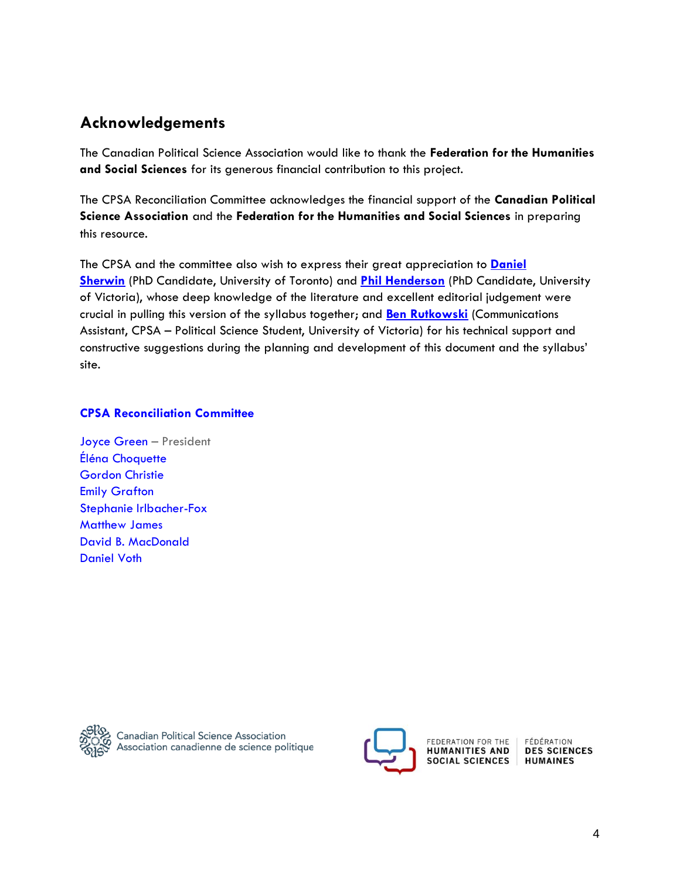## Acknowledgements

The Canadian Political Science Association would like to thank the **Federation for the Humanities and Social Sciences** for its generous financial contribution to this project.

The CPSA Reconciliation Committee acknowledges the financial support of the **Canadian Political Science Association** and the **Federation for the Humanities and Social Sciences** in preparing this resource.

The CPSA and the committee also wish to express their great appreciation to **Daniel Sherwin** (PhD Candidate, University of Toronto) and **Phil Henderson** (PhD Candidate, University of Victoria), whose deep knowledge of the literature and excellent editorial judgement were crucial in pulling this version of the syllabus together; and **Ben Rutkowski** (Communications Assistant, CPSA – Political Science Student, University of Victoria) for his technical support and constructive suggestions during the planning and development of this document and the syllabus' site.

### CPSA Reconciliation Committee

Joyce Green – President
Éléna Choquette
Gordon Christie
Emily Grafton
Stephanie Irlbacher-Fox
Matthew James
David B. MacDonald
Daniel Voth

Canadian Political Science Association
Association canadienne de science politique

FEDERATION FOR THE HUMANITIES AND SOCIAL SCIENCES | FÉDÉRATION DES SCIENCES HUMAINES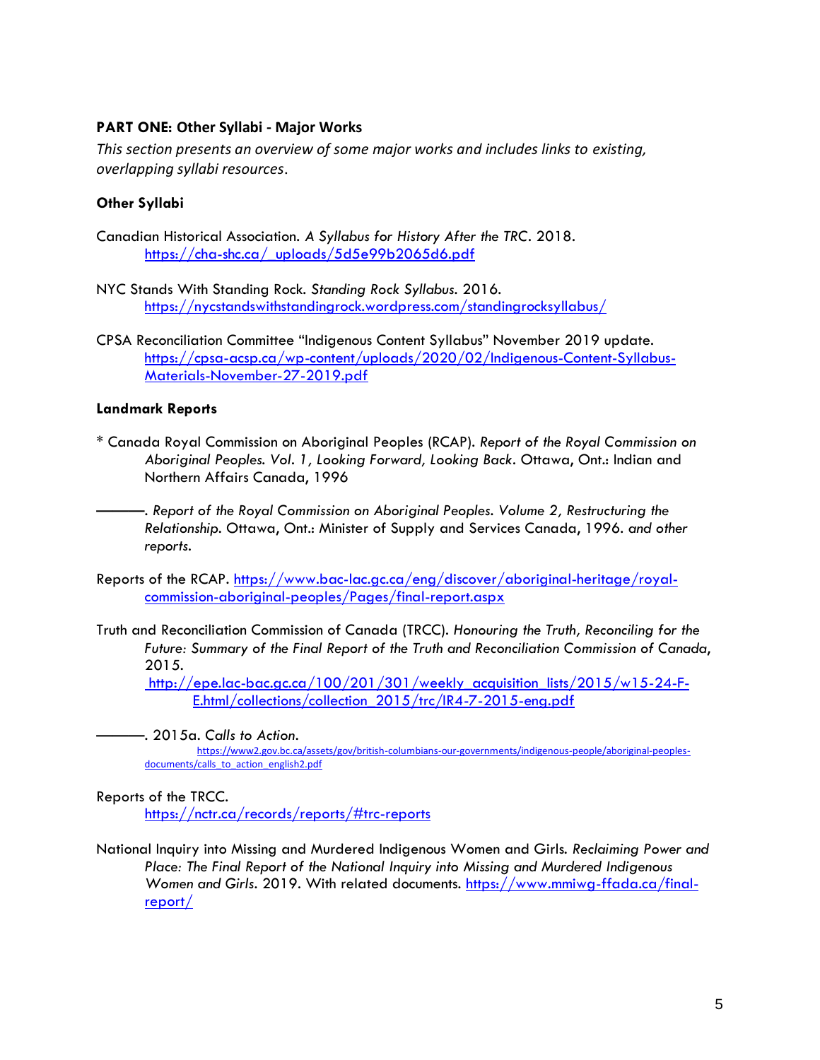## PART ONE: Other Syllabi - Major Works

*This section presents an overview of some major works and includes links to existing, overlapping syllabi resources.*

### Other Syllabi

Canadian Historical Association. *A Syllabus for History After the TRC*. 2018. https://cha-shc.ca/_uploads/5d5e99b2065d6.pdf

NYC Stands With Standing Rock. *Standing Rock Syllabus.* 2016. https://nycstandswithstandingrock.wordpress.com/standingrocksyllabus/

CPSA Reconciliation Committee "Indigenous Content Syllabus" November 2019 update. https://cpsa-acsp.ca/wp-content/uploads/2020/02/Indigenous-Content-Syllabus-Materials-November-27-2019.pdf

### Landmark Reports

* Canada Royal Commission on Aboriginal Peoples (RCAP). *Report of the Royal Commission on Aboriginal Peoples. Vol. 1, Looking Forward, Looking Back*. Ottawa, Ont.: Indian and Northern Affairs Canada, 1996

———. *Report of the Royal Commission on Aboriginal Peoples. Volume 2, Restructuring the Relationship.* Ottawa, Ont.: Minister of Supply and Services Canada, 1996. *and other reports.*

Reports of the RCAP. https://www.bac-lac.gc.ca/eng/discover/aboriginal-heritage/royal-commission-aboriginal-peoples/Pages/final-report.aspx

Truth and Reconciliation Commission of Canada (TRCC). *Honouring the Truth, Reconciling for the Future: Summary of the Final Report of the Truth and Reconciliation Commission of Canada*, 2015. http://epe.lac-bac.gc.ca/100/201/301/weekly_acquisition_lists/2015/w15-24-F-E.html/collections/collection_2015/trc/IR4-7-2015-eng.pdf

———. 2015a. *Calls to Action.* https://www2.gov.bc.ca/assets/gov/british-columbians-our-governments/indigenous-people/aboriginal-peoples-documents/calls_to_action_english2.pdf

Reports of the TRCC. https://nctr.ca/records/reports/#trc-reports

National Inquiry into Missing and Murdered Indigenous Women and Girls. *Reclaiming Power and Place: The Final Report of the National Inquiry into Missing and Murdered Indigenous Women and Girls*. 2019. With related documents. https://www.mmiwg-ffada.ca/final-report/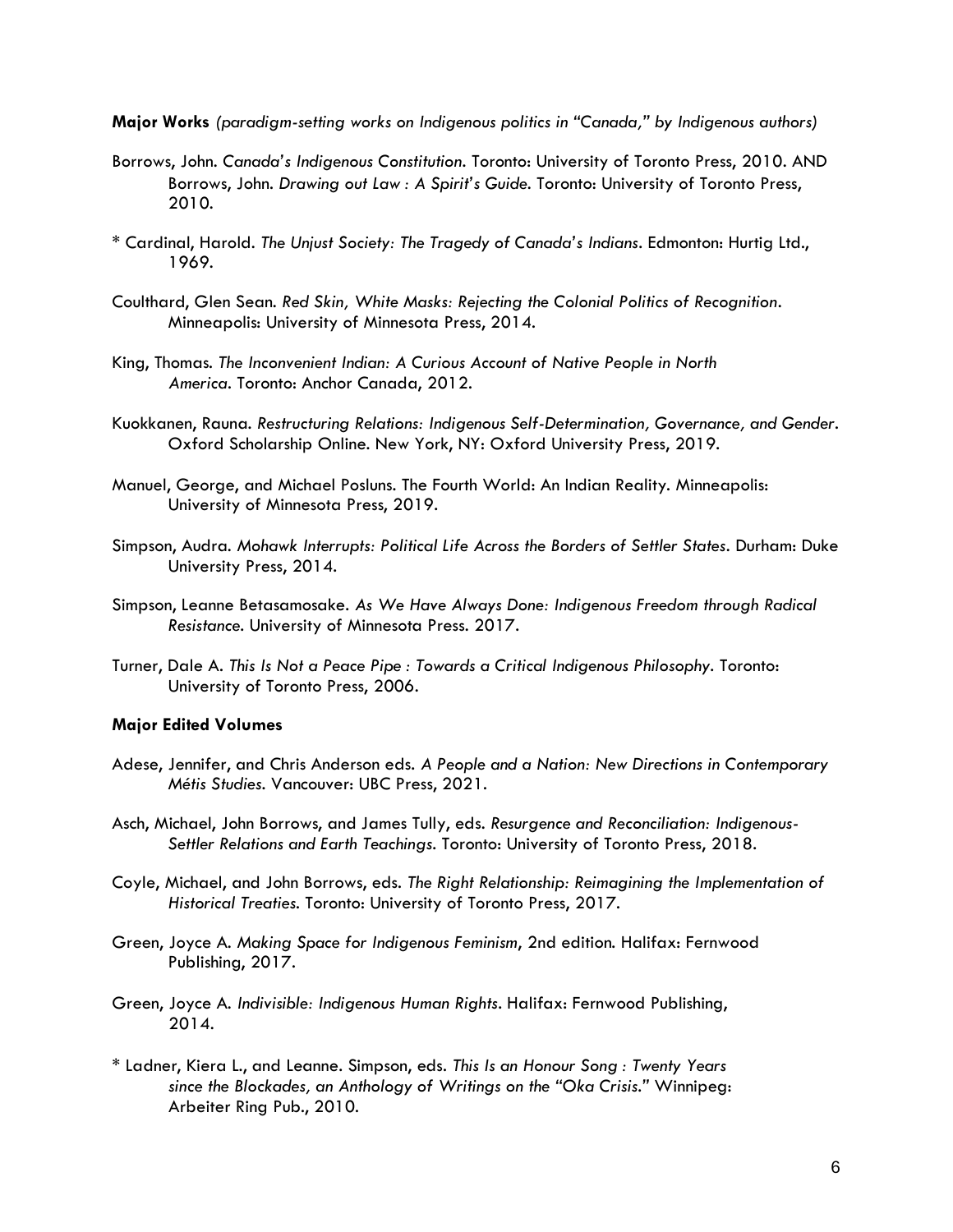**Major Works** *(paradigm-setting works on Indigenous politics in "Canada," by Indigenous authors)*

Borrows, John. *Canada's Indigenous Constitution*. Toronto: University of Toronto Press, 2010. AND Borrows, John. *Drawing out Law : A Spirit's Guide*. Toronto: University of Toronto Press, 2010.

* Cardinal, Harold. *The Unjust Society: The Tragedy of Canada's Indians*. Edmonton: Hurtig Ltd., 1969.

Coulthard, Glen Sean. *Red Skin, White Masks: Rejecting the Colonial Politics of Recognition*. Minneapolis: University of Minnesota Press, 2014.

King, Thomas. *The Inconvenient Indian: A Curious Account of Native People in North America*. Toronto: Anchor Canada, 2012.

Kuokkanen, Rauna. *Restructuring Relations: Indigenous Self-Determination, Governance, and Gender*. Oxford Scholarship Online. New York, NY: Oxford University Press, 2019.

Manuel, George, and Michael Posluns. The Fourth World: An Indian Reality. Minneapolis: University of Minnesota Press, 2019.

Simpson, Audra. *Mohawk Interrupts: Political Life Across the Borders of Settler States*. Durham: Duke University Press, 2014.

Simpson, Leanne Betasamosake. *As We Have Always Done: Indigenous Freedom through Radical Resistance*. University of Minnesota Press. 2017.

Turner, Dale A. *This Is Not a Peace Pipe : Towards a Critical Indigenous Philosophy*. Toronto: University of Toronto Press, 2006.

**Major Edited Volumes**

Adese, Jennifer, and Chris Anderson eds. *A People and a Nation: New Directions in Contemporary Métis Studies*. Vancouver: UBC Press, 2021.

Asch, Michael, John Borrows, and James Tully, eds. *Resurgence and Reconciliation: Indigenous-Settler Relations and Earth Teachings*. Toronto: University of Toronto Press, 2018.

Coyle, Michael, and John Borrows, eds. *The Right Relationship: Reimagining the Implementation of Historical Treaties*. Toronto: University of Toronto Press, 2017.

Green, Joyce A. *Making Space for Indigenous Feminism*, 2nd edition. Halifax: Fernwood Publishing, 2017.

Green, Joyce A. *Indivisible: Indigenous Human Rights*. Halifax: Fernwood Publishing, 2014.

* Ladner, Kiera L., and Leanne. Simpson, eds. *This Is an Honour Song : Twenty Years since the Blockades, an Anthology of Writings on the "Oka Crisis."* Winnipeg: Arbeiter Ring Pub., 2010.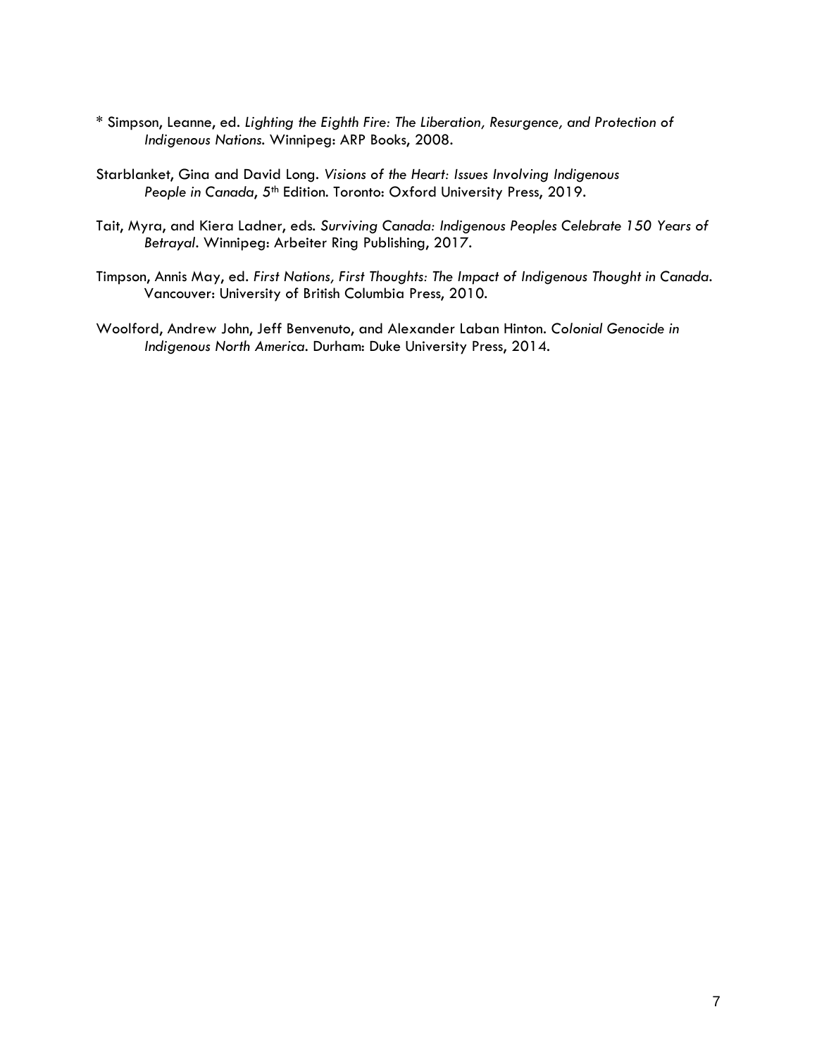* Simpson, Leanne, ed. *Lighting the Eighth Fire: The Liberation, Resurgence, and Protection of Indigenous Nations.* Winnipeg: ARP Books, 2008.

Starblanket, Gina and David Long. *Visions of the Heart: Issues Involving Indigenous People in Canada*, 5th Edition. Toronto: Oxford University Press, 2019.

Tait, Myra, and Kiera Ladner, eds. *Surviving Canada: Indigenous Peoples Celebrate 150 Years of Betrayal.* Winnipeg: Arbeiter Ring Publishing, 2017.

Timpson, Annis May, ed. *First Nations, First Thoughts: The Impact of Indigenous Thought in Canada.* Vancouver: University of British Columbia Press, 2010.

Woolford, Andrew John, Jeff Benvenuto, and Alexander Laban Hinton. *Colonial Genocide in Indigenous North America.* Durham: Duke University Press, 2014.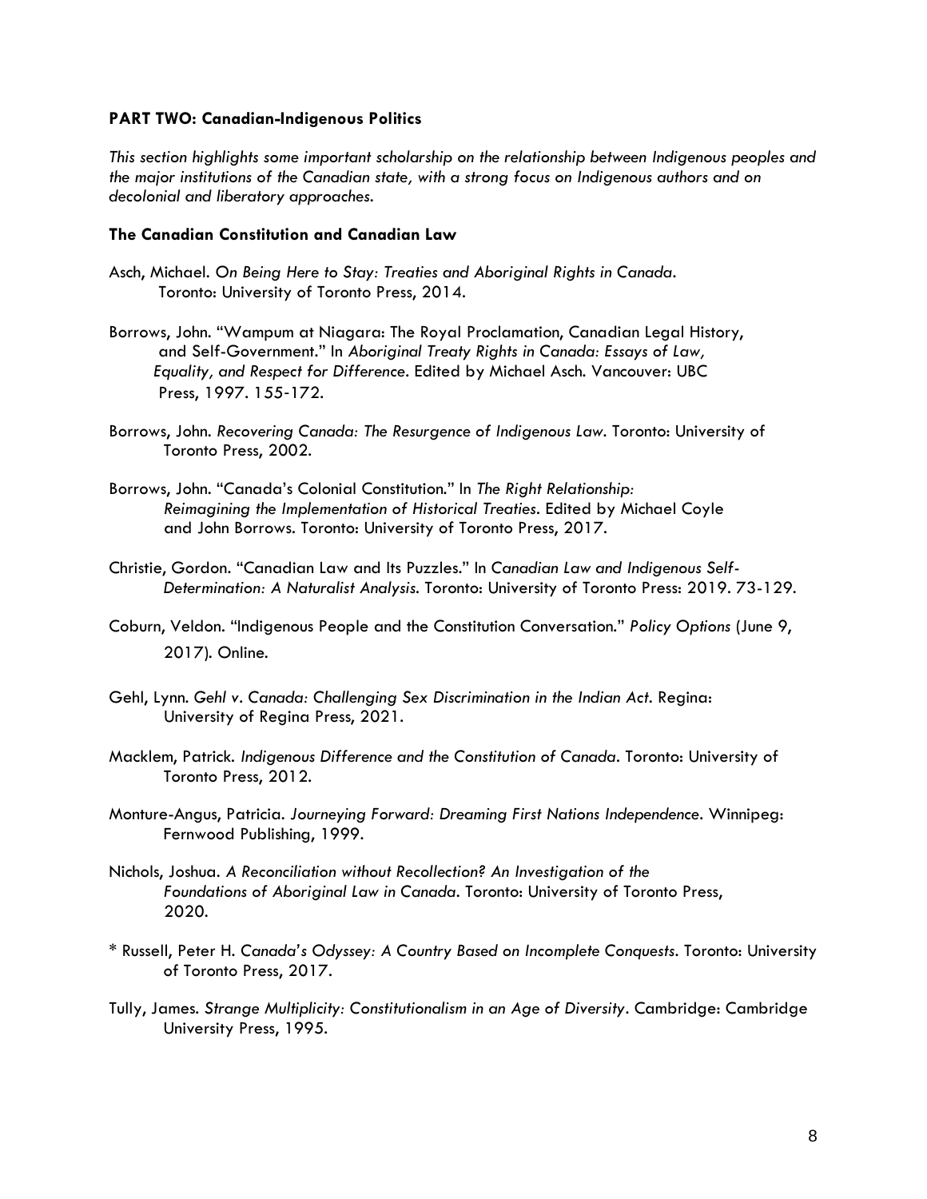**PART TWO: Canadian-Indigenous Politics**

*This section highlights some important scholarship on the relationship between Indigenous peoples and the major institutions of the Canadian state, with a strong focus on Indigenous authors and on decolonial and liberatory approaches.*

**The Canadian Constitution and Canadian Law**

Asch, Michael. *On Being Here to Stay: Treaties and Aboriginal Rights in Canada*. Toronto: University of Toronto Press, 2014.

Borrows, John. "Wampum at Niagara: The Royal Proclamation, Canadian Legal History, and Self-Government." In *Aboriginal Treaty Rights in Canada: Essays of Law, Equality, and Respect for Difference*. Edited by Michael Asch. Vancouver: UBC Press, 1997. 155-172.

Borrows, John. *Recovering Canada: The Resurgence of Indigenous Law*. Toronto: University of Toronto Press, 2002.

Borrows, John. "Canada's Colonial Constitution." In *The Right Relationship: Reimagining the Implementation of Historical Treaties*. Edited by Michael Coyle and John Borrows. Toronto: University of Toronto Press, 2017.

Christie, Gordon. "Canadian Law and Its Puzzles." In *Canadian Law and Indigenous Self-Determination: A Naturalist Analysis*. Toronto: University of Toronto Press: 2019. 73-129.

Coburn, Veldon. "Indigenous People and the Constitution Conversation." *Policy Options* (June 9, 2017). Online.

Gehl, Lynn. *Gehl v. Canada: Challenging Sex Discrimination in the Indian Act*. Regina: University of Regina Press, 2021.

Macklem, Patrick. *Indigenous Difference and the Constitution of Canada*. Toronto: University of Toronto Press, 2012.

Monture-Angus, Patricia. *Journeying Forward: Dreaming First Nations Independence*. Winnipeg: Fernwood Publishing, 1999.

Nichols, Joshua. *A Reconciliation without Recollection? An Investigation of the Foundations of Aboriginal Law in Canada*. Toronto: University of Toronto Press, 2020.

\* Russell, Peter H. *Canada's Odyssey: A Country Based on Incomplete Conquests*. Toronto: University of Toronto Press, 2017.

Tully, James. *Strange Multiplicity: Constitutionalism in an Age of Diversity*. Cambridge: Cambridge University Press, 1995.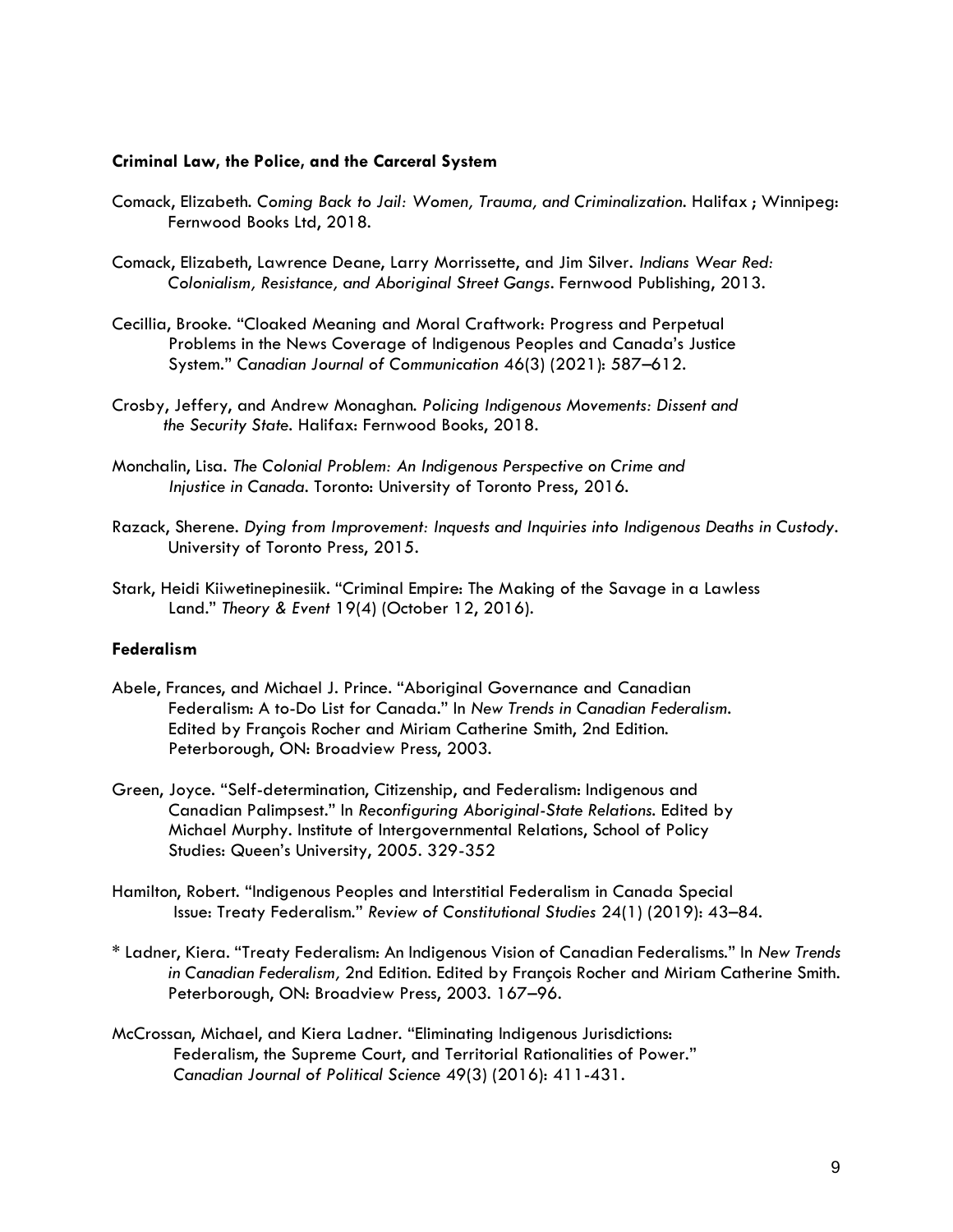**Criminal Law, the Police, and the Carceral System**

Comack, Elizabeth. *Coming Back to Jail: Women, Trauma, and Criminalization*. Halifax ; Winnipeg: Fernwood Books Ltd, 2018.

Comack, Elizabeth, Lawrence Deane, Larry Morrissette, and Jim Silver. *Indians Wear Red: Colonialism, Resistance, and Aboriginal Street Gangs*. Fernwood Publishing, 2013.

Cecillia, Brooke. "Cloaked Meaning and Moral Craftwork: Progress and Perpetual Problems in the News Coverage of Indigenous Peoples and Canada's Justice System." *Canadian Journal of Communication* 46(3) (2021): 587–612.

Crosby, Jeffery, and Andrew Monaghan. *Policing Indigenous Movements: Dissent and the Security State*. Halifax: Fernwood Books, 2018.

Monchalin, Lisa. *The Colonial Problem: An Indigenous Perspective on Crime and Injustice in Canada*. Toronto: University of Toronto Press, 2016.

Razack, Sherene. *Dying from Improvement: Inquests and Inquiries into Indigenous Deaths in Custody*. University of Toronto Press, 2015.

Stark, Heidi Kiiwetinepinesiik. "Criminal Empire: The Making of the Savage in a Lawless Land." *Theory & Event* 19(4) (October 12, 2016).

**Federalism**

Abele, Frances, and Michael J. Prince. "Aboriginal Governance and Canadian Federalism: A to-Do List for Canada." In *New Trends in Canadian Federalism*. Edited by François Rocher and Miriam Catherine Smith, 2nd Edition. Peterborough, ON: Broadview Press, 2003.

Green, Joyce. "Self-determination, Citizenship, and Federalism: Indigenous and Canadian Palimpsest." In *Reconfiguring Aboriginal-State Relations*. Edited by Michael Murphy. Institute of Intergovernmental Relations, School of Policy Studies: Queen's University, 2005. 329-352

Hamilton, Robert. "Indigenous Peoples and Interstitial Federalism in Canada Special Issue: Treaty Federalism." *Review of Constitutional Studies* 24(1) (2019): 43–84.

* Ladner, Kiera. "Treaty Federalism: An Indigenous Vision of Canadian Federalisms." In *New Trends in Canadian Federalism,* 2nd Edition. Edited by François Rocher and Miriam Catherine Smith. Peterborough, ON: Broadview Press, 2003. 167–96.

McCrossan, Michael, and Kiera Ladner. "Eliminating Indigenous Jurisdictions: Federalism, the Supreme Court, and Territorial Rationalities of Power." *Canadian Journal of Political Science* 49(3) (2016): 411-431.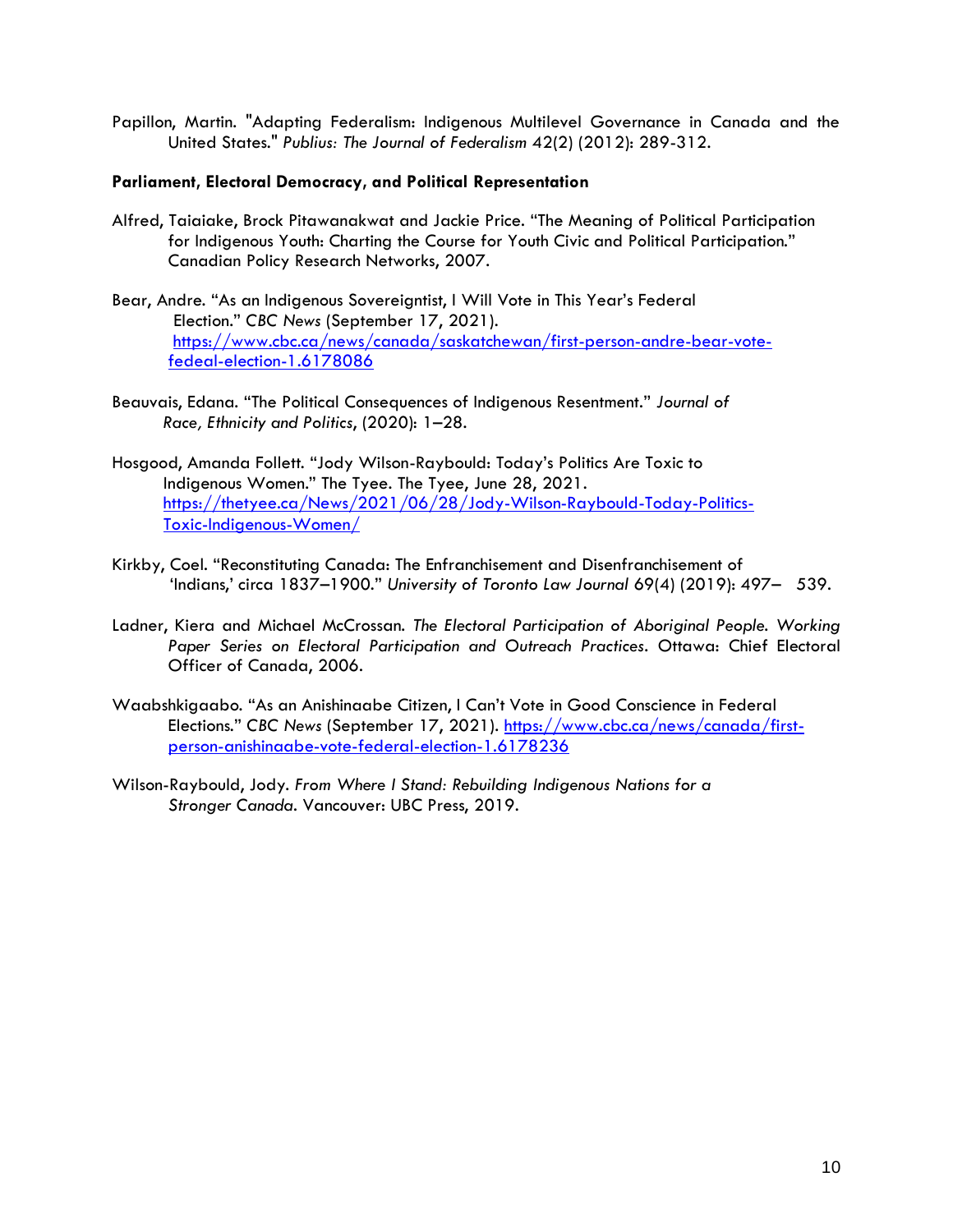Papillon, Martin. "Adapting Federalism: Indigenous Multilevel Governance in Canada and the United States." *Publius: The Journal of Federalism* 42(2) (2012): 289-312.

**Parliament, Electoral Democracy, and Political Representation**

Alfred, Taiaiake, Brock Pitawanakwat and Jackie Price. "The Meaning of Political Participation for Indigenous Youth: Charting the Course for Youth Civic and Political Participation." Canadian Policy Research Networks, 2007.

Bear, Andre. "As an Indigenous Sovereigntist, I Will Vote in This Year's Federal Election." *CBC News* (September 17, 2021). https://www.cbc.ca/news/canada/saskatchewan/first-person-andre-bear-vote-fedeal-election-1.6178086

Beauvais, Edana. "The Political Consequences of Indigenous Resentment." *Journal of Race, Ethnicity and Politics*, (2020): 1–28.

Hosgood, Amanda Follett. "Jody Wilson-Raybould: Today's Politics Are Toxic to Indigenous Women." The Tyee. The Tyee, June 28, 2021. https://thetyee.ca/News/2021/06/28/Jody-Wilson-Raybould-Today-Politics-Toxic-Indigenous-Women/

Kirkby, Coel. "Reconstituting Canada: The Enfranchisement and Disenfranchisement of 'Indians,' circa 1837–1900." *University of Toronto Law Journal* 69(4) (2019): 497– 539.

Ladner, Kiera and Michael McCrossan. *The Electoral Participation of Aboriginal People. Working Paper Series on Electoral Participation and Outreach Practices*. Ottawa: Chief Electoral Officer of Canada, 2006.

Waabshkigaabo. "As an Anishinaabe Citizen, I Can't Vote in Good Conscience in Federal Elections." *CBC News* (September 17, 2021). https://www.cbc.ca/news/canada/first-person-anishinaabe-vote-federal-election-1.6178236

Wilson-Raybould, Jody. *From Where I Stand: Rebuilding Indigenous Nations for a Stronger Canada*. Vancouver: UBC Press, 2019.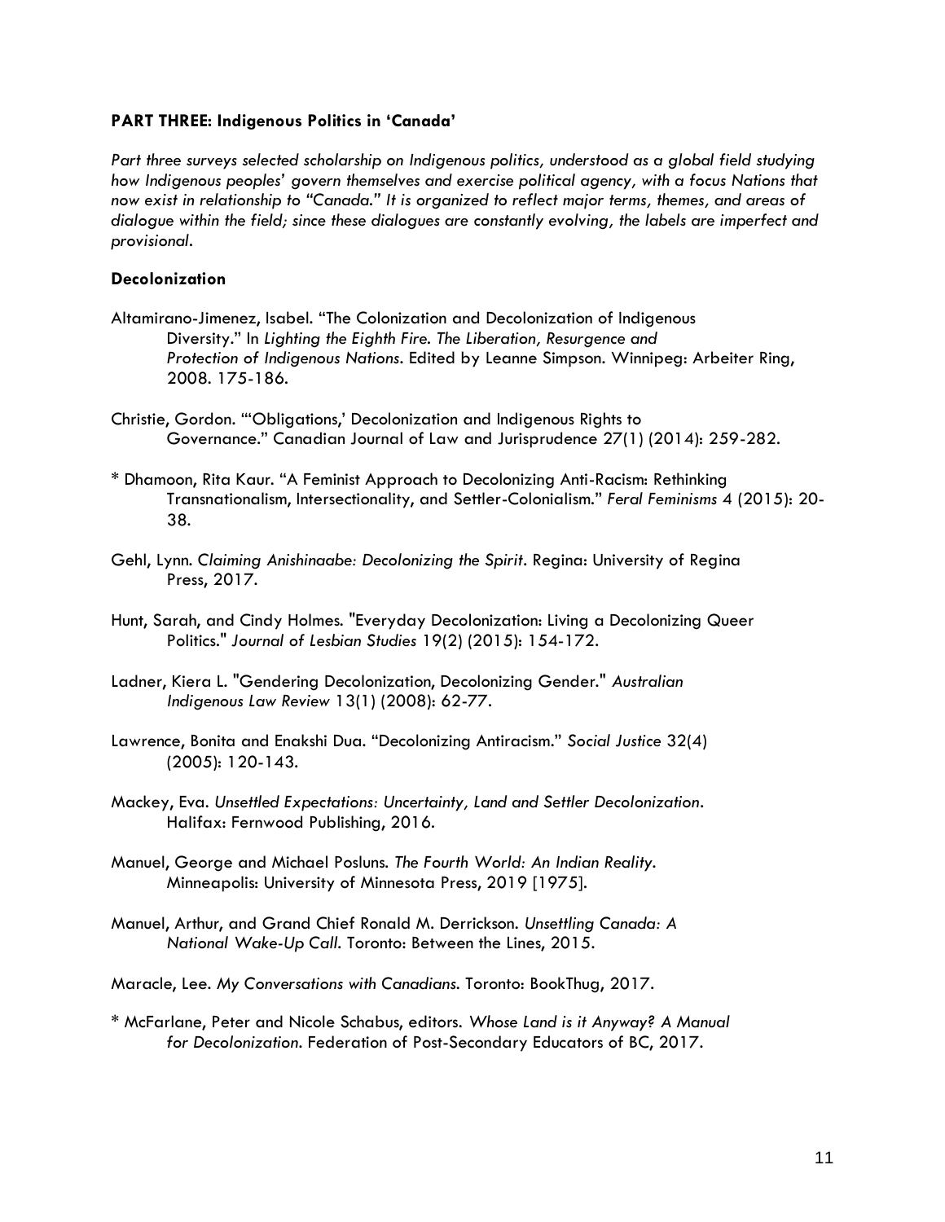**PART THREE: Indigenous Politics in 'Canada'**

*Part three surveys selected scholarship on Indigenous politics, understood as a global field studying how Indigenous peoples' govern themselves and exercise political agency, with a focus Nations that now exist in relationship to "Canada." It is organized to reflect major terms, themes, and areas of dialogue within the field; since these dialogues are constantly evolving, the labels are imperfect and provisional.*

**Decolonization**

Altamirano-Jimenez, Isabel. "The Colonization and Decolonization of Indigenous Diversity." In *Lighting the Eighth Fire. The Liberation, Resurgence and Protection of Indigenous Nations*. Edited by Leanne Simpson. Winnipeg: Arbeiter Ring, 2008. 175-186.

Christie, Gordon. "'Obligations,' Decolonization and Indigenous Rights to Governance." Canadian Journal of Law and Jurisprudence 27(1) (2014): 259-282.

* Dhamoon, Rita Kaur. "A Feminist Approach to Decolonizing Anti-Racism: Rethinking Transnationalism, Intersectionality, and Settler-Colonialism." *Feral Feminisms* 4 (2015): 20-38.

Gehl, Lynn. *Claiming Anishinaabe: Decolonizing the Spirit*. Regina: University of Regina Press, 2017.

Hunt, Sarah, and Cindy Holmes. "Everyday Decolonization: Living a Decolonizing Queer Politics." *Journal of Lesbian Studies* 19(2) (2015): 154-172.

Ladner, Kiera L. "Gendering Decolonization, Decolonizing Gender." *Australian Indigenous Law Review* 13(1) (2008): 62-77.

Lawrence, Bonita and Enakshi Dua. "Decolonizing Antiracism." *Social Justice* 32(4) (2005): 120-143.

Mackey, Eva. *Unsettled Expectations: Uncertainty, Land and Settler Decolonization*. Halifax: Fernwood Publishing, 2016.

Manuel, George and Michael Posluns. *The Fourth World: An Indian Reality*. Minneapolis: University of Minnesota Press, 2019 [1975].

Manuel, Arthur, and Grand Chief Ronald M. Derrickson. *Unsettling Canada: A National Wake-Up Call*. Toronto: Between the Lines, 2015.

Maracle, Lee. *My Conversations with Canadians*. Toronto: BookThug, 2017.

* McFarlane, Peter and Nicole Schabus, editors. *Whose Land is it Anyway? A Manual for Decolonization*. Federation of Post-Secondary Educators of BC, 2017.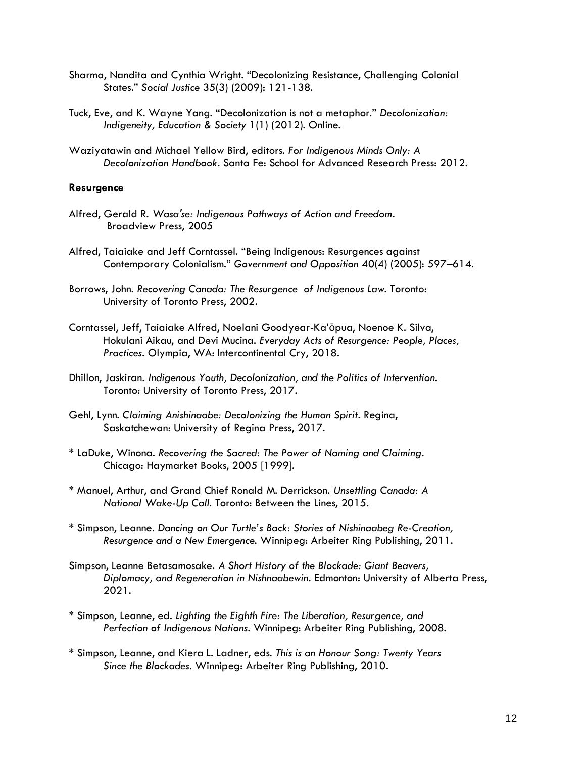Sharma, Nandita and Cynthia Wright. "Decolonizing Resistance, Challenging Colonial States." *Social Justice* 35(3) (2009): 121-138.

Tuck, Eve, and K. Wayne Yang. "Decolonization is not a metaphor." *Decolonization: Indigeneity, Education & Society* 1(1) (2012). Online.

Waziyatawin and Michael Yellow Bird, editors. *For Indigenous Minds Only: A Decolonization Handbook*. Santa Fe: School for Advanced Research Press: 2012.

**Resurgence**

Alfred, Gerald R. *Wasa'se: Indigenous Pathways of Action and Freedom*. Broadview Press, 2005

Alfred, Taiaiake and Jeff Corntassel. "Being Indigenous: Resurgences against Contemporary Colonialism." *Government and Opposition* 40(4) (2005): 597–614.

Borrows, John. *Recovering Canada: The Resurgence of Indigenous Law*. Toronto: University of Toronto Press, 2002.

Corntassel, Jeff, Taiaiake Alfred, Noelani Goodyear-Ka'ōpua, Noenoe K. Silva, Hokulani Aikau, and Devi Mucina. *Everyday Acts of Resurgence: People, Places, Practices*. Olympia, WA: Intercontinental Cry, 2018.

Dhillon, Jaskiran. *Indigenous Youth, Decolonization, and the Politics of Intervention*. Toronto: University of Toronto Press, 2017.

Gehl, Lynn. *Claiming Anishinaabe: Decolonizing the Human Spirit*. Regina, Saskatchewan: University of Regina Press, 2017.

* LaDuke, Winona. *Recovering the Sacred: The Power of Naming and Claiming*. Chicago: Haymarket Books, 2005 [1999].

* Manuel, Arthur, and Grand Chief Ronald M. Derrickson. *Unsettling Canada: A National Wake-Up Call*. Toronto: Between the Lines, 2015.

* Simpson, Leanne. *Dancing on Our Turtle's Back: Stories of Nishinaabeg Re-Creation, Resurgence and a New Emergence.* Winnipeg: Arbeiter Ring Publishing, 2011.

Simpson, Leanne Betasamosake. *A Short History of the Blockade: Giant Beavers, Diplomacy, and Regeneration in Nishnaabewin*. Edmonton: University of Alberta Press, 2021.

* Simpson, Leanne, ed. *Lighting the Eighth Fire: The Liberation, Resurgence, and Perfection of Indigenous Nations*. Winnipeg: Arbeiter Ring Publishing, 2008.

* Simpson, Leanne, and Kiera L. Ladner, eds. *This is an Honour Song: Twenty Years Since the Blockades*. Winnipeg: Arbeiter Ring Publishing, 2010.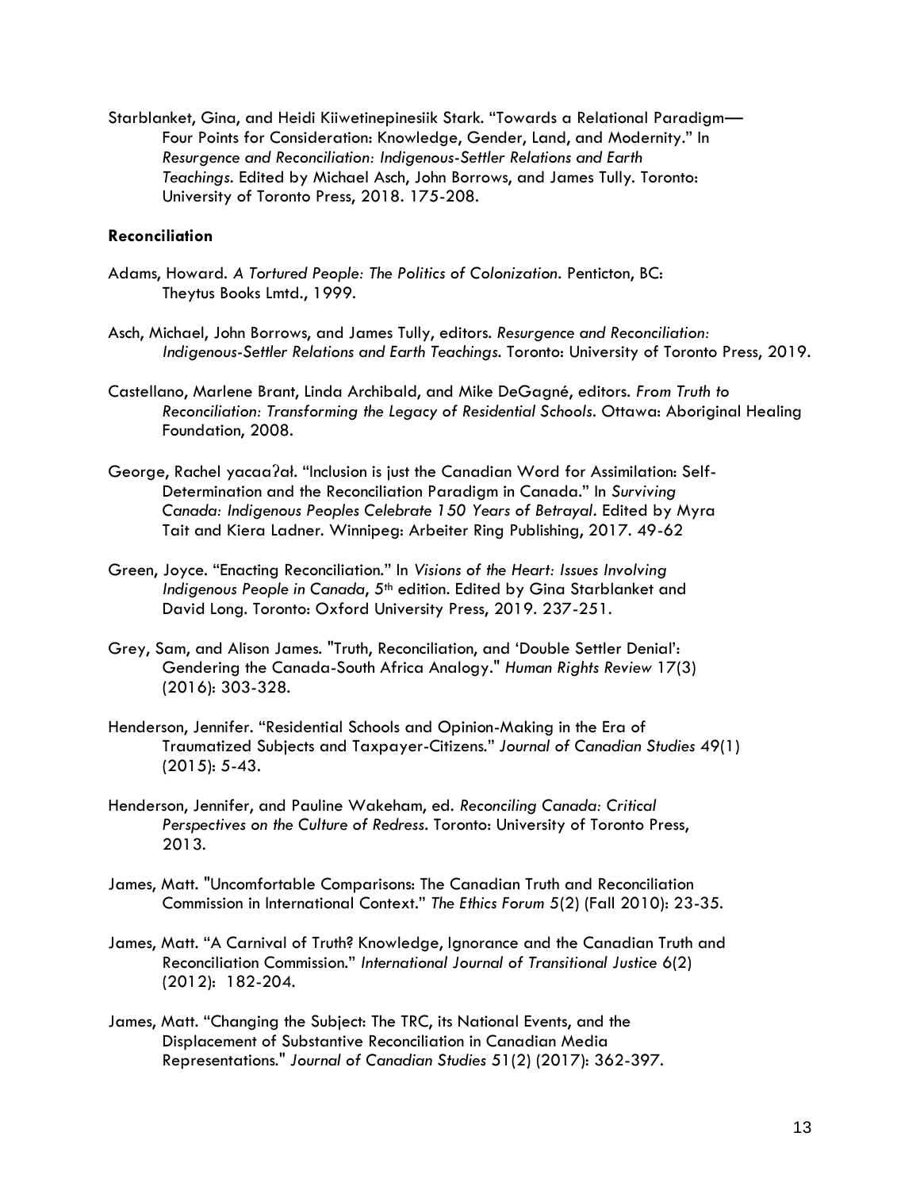Starblanket, Gina, and Heidi Kiiwetinepinesiik Stark. “Towards a Relational Paradigm—Four Points for Consideration: Knowledge, Gender, Land, and Modernity.” In *Resurgence and Reconciliation: Indigenous-Settler Relations and Earth Teachings*. Edited by Michael Asch, John Borrows, and James Tully. Toronto: University of Toronto Press, 2018. 175-208.

**Reconciliation**

Adams, Howard. *A Tortured People: The Politics of Colonization*. Penticton, BC: Theytus Books Lmtd., 1999.

Asch, Michael, John Borrows, and James Tully, editors. *Resurgence and Reconciliation: Indigenous-Settler Relations and Earth Teachings*. Toronto: University of Toronto Press, 2019.

Castellano, Marlene Brant, Linda Archibald, and Mike DeGagné, editors. *From Truth to Reconciliation: Transforming the Legacy of Residential Schools*. Ottawa: Aboriginal Healing Foundation, 2008.

George, Rachel yacaaʔał. “Inclusion is just the Canadian Word for Assimilation: Self-Determination and the Reconciliation Paradigm in Canada.” In *Surviving Canada: Indigenous Peoples Celebrate 150 Years of Betrayal*. Edited by Myra Tait and Kiera Ladner. Winnipeg: Arbeiter Ring Publishing, 2017. 49-62

Green, Joyce. “Enacting Reconciliation.” In *Visions of the Heart: Issues Involving Indigenous People in Canada*, 5th edition. Edited by Gina Starblanket and David Long. Toronto: Oxford University Press, 2019. 237-251.

Grey, Sam, and Alison James. "Truth, Reconciliation, and ‘Double Settler Denial’: Gendering the Canada-South Africa Analogy." *Human Rights Review* 17(3) (2016): 303-328.

Henderson, Jennifer. “Residential Schools and Opinion-Making in the Era of Traumatized Subjects and Taxpayer-Citizens.” *Journal of Canadian Studies* 49(1) (2015): 5-43.

Henderson, Jennifer, and Pauline Wakeham, ed. *Reconciling Canada: Critical Perspectives on the Culture of Redress*. Toronto: University of Toronto Press, 2013.

James, Matt. "Uncomfortable Comparisons: The Canadian Truth and Reconciliation Commission in International Context.” *The Ethics Forum* 5(2) (Fall 2010): 23-35.

James, Matt. “A Carnival of Truth? Knowledge, Ignorance and the Canadian Truth and Reconciliation Commission.” *International Journal of Transitional Justice* 6(2) (2012): 182-204.

James, Matt. “Changing the Subject: The TRC, its National Events, and the Displacement of Substantive Reconciliation in Canadian Media Representations." *Journal of Canadian Studies* 51(2) (2017): 362-397.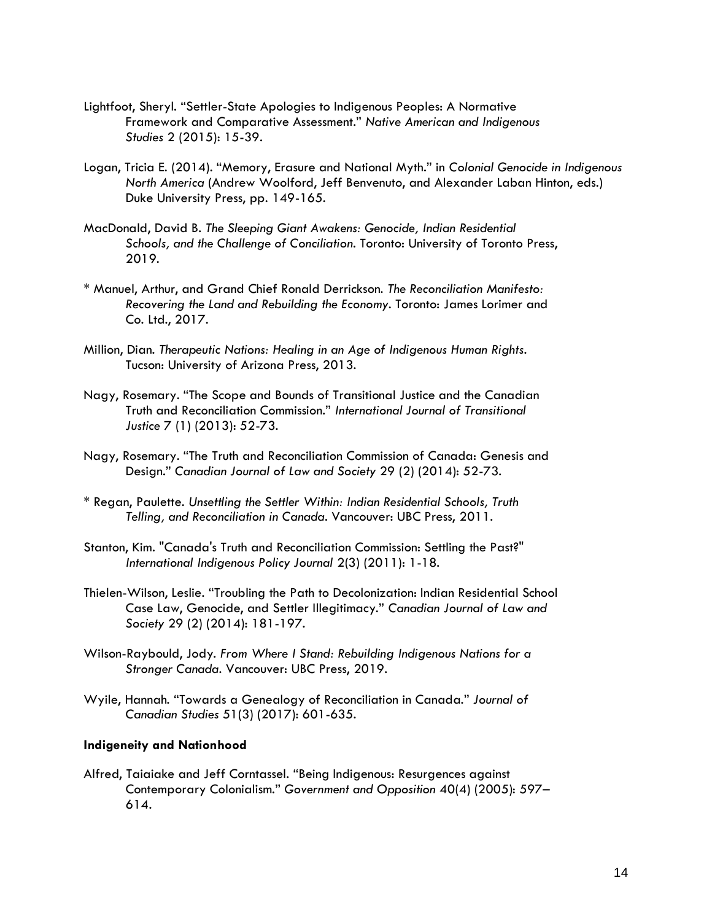Lightfoot, Sheryl. "Settler-State Apologies to Indigenous Peoples: A Normative Framework and Comparative Assessment." *Native American and Indigenous Studies* 2 (2015): 15-39.

Logan, Tricia E. (2014). "Memory, Erasure and National Myth." in *Colonial Genocide in Indigenous North America* (Andrew Woolford, Jeff Benvenuto, and Alexander Laban Hinton, eds.) Duke University Press, pp. 149-165.

MacDonald, David B. *The Sleeping Giant Awakens: Genocide, Indian Residential Schools, and the Challenge of Conciliation*. Toronto: University of Toronto Press, 2019.

* Manuel, Arthur, and Grand Chief Ronald Derrickson. *The Reconciliation Manifesto: Recovering the Land and Rebuilding the Economy*. Toronto: James Lorimer and Co. Ltd., 2017.

Million, Dian. *Therapeutic Nations: Healing in an Age of Indigenous Human Rights*. Tucson: University of Arizona Press, 2013.

Nagy, Rosemary. "The Scope and Bounds of Transitional Justice and the Canadian Truth and Reconciliation Commission." *International Journal of Transitional Justice* 7 (1) (2013): 52-73.

Nagy, Rosemary. "The Truth and Reconciliation Commission of Canada: Genesis and Design." *Canadian Journal of Law and Society* 29 (2) (2014): 52-73.

* Regan, Paulette. *Unsettling the Settler Within: Indian Residential Schools, Truth Telling, and Reconciliation in Canada*. Vancouver: UBC Press, 2011.

Stanton, Kim. "Canada's Truth and Reconciliation Commission: Settling the Past?" *International Indigenous Policy Journal* 2(3) (2011): 1-18.

Thielen-Wilson, Leslie. "Troubling the Path to Decolonization: Indian Residential School Case Law, Genocide, and Settler Illegitimacy." *Canadian Journal of Law and Society* 29 (2) (2014): 181-197.

Wilson-Raybould, Jody. *From Where I Stand: Rebuilding Indigenous Nations for a Stronger Canada*. Vancouver: UBC Press, 2019.

Wyile, Hannah. "Towards a Genealogy of Reconciliation in Canada." *Journal of Canadian Studies* 51(3) (2017): 601-635.

**Indigeneity and Nationhood**

Alfred, Taiaiake and Jeff Corntassel. "Being Indigenous: Resurgences against Contemporary Colonialism." *Government and Opposition* 40(4) (2005): 597–614.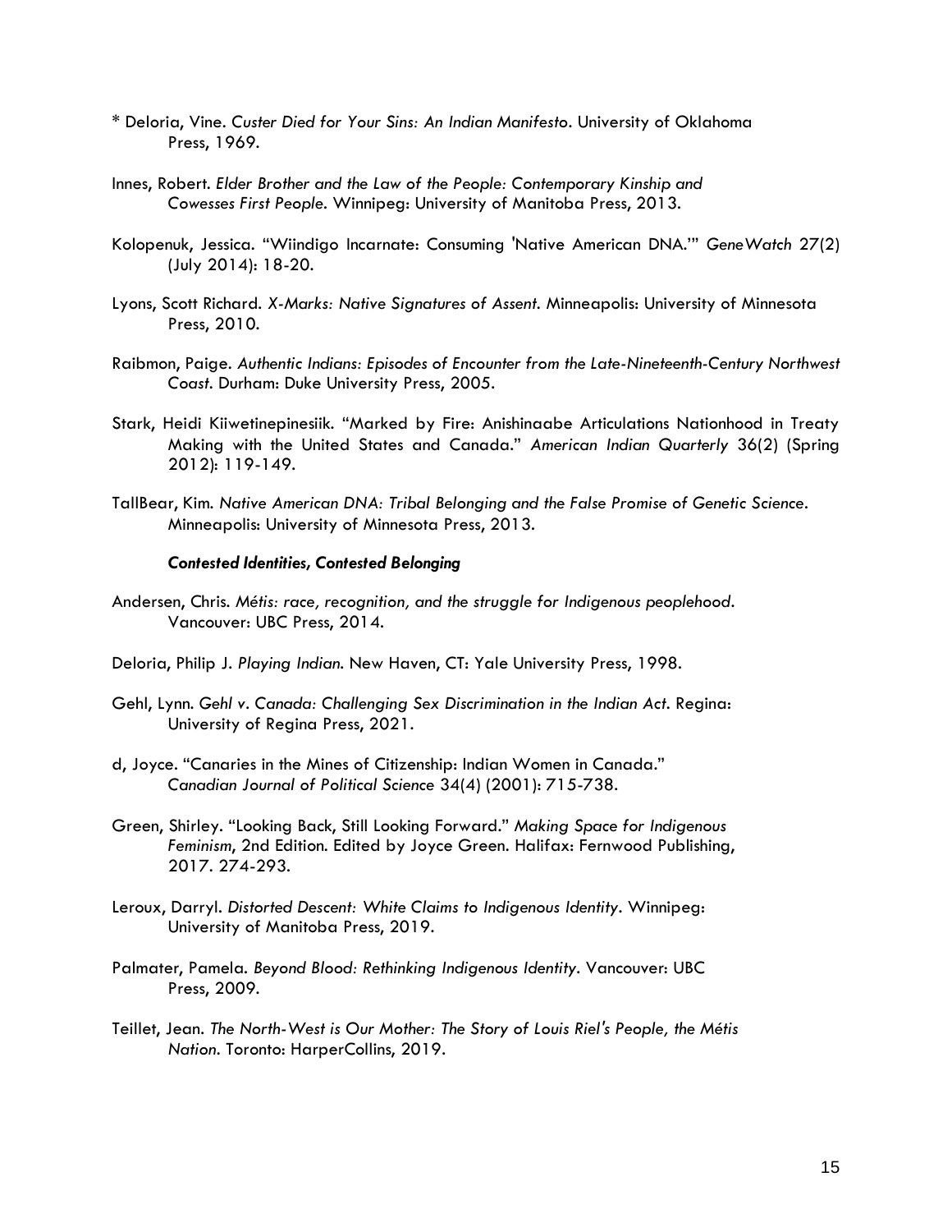\* Deloria, Vine. *Custer Died for Your Sins: An Indian Manifesto*. University of Oklahoma Press, 1969.

Innes, Robert. *Elder Brother and the Law of the People: Contemporary Kinship and Cowesses First People*. Winnipeg: University of Manitoba Press, 2013.

Kolopenuk, Jessica. "Wiindigo Incarnate: Consuming 'Native American DNA.'" *GeneWatch* 27(2) (July 2014): 18-20.

Lyons, Scott Richard. *X-Marks: Native Signatures of Assent*. Minneapolis: University of Minnesota Press, 2010.

Raibmon, Paige. *Authentic Indians: Episodes of Encounter from the Late-Nineteenth-Century Northwest Coast*. Durham: Duke University Press, 2005.

Stark, Heidi Kiiwetinepinesiik. "Marked by Fire: Anishinaabe Articulations Nationhood in Treaty Making with the United States and Canada." *American Indian Quarterly* 36(2) (Spring 2012): 119-149.

TallBear, Kim. *Native American DNA: Tribal Belonging and the False Promise of Genetic Science*. Minneapolis: University of Minnesota Press, 2013.

***Contested Identities, Contested Belonging***

Andersen, Chris. *Métis: race, recognition, and the struggle for Indigenous peoplehood*. Vancouver: UBC Press, 2014.

Deloria, Philip J. *Playing Indian*. New Haven, CT: Yale University Press, 1998.

Gehl, Lynn. *Gehl v. Canada: Challenging Sex Discrimination in the Indian Act*. Regina: University of Regina Press, 2021.

d, Joyce. "Canaries in the Mines of Citizenship: Indian Women in Canada." *Canadian Journal of Political Science* 34(4) (2001): 715-738.

Green, Shirley. "Looking Back, Still Looking Forward." *Making Space for Indigenous Feminism*, 2nd Edition. Edited by Joyce Green. Halifax: Fernwood Publishing, 2017. 274-293.

Leroux, Darryl. *Distorted Descent: White Claims to Indigenous Identity*. Winnipeg: University of Manitoba Press, 2019.

Palmater, Pamela. *Beyond Blood: Rethinking Indigenous Identity*. Vancouver: UBC Press, 2009.

Teillet, Jean. *The North-West is Our Mother: The Story of Louis Riel's People, the Métis Nation*. Toronto: HarperCollins, 2019.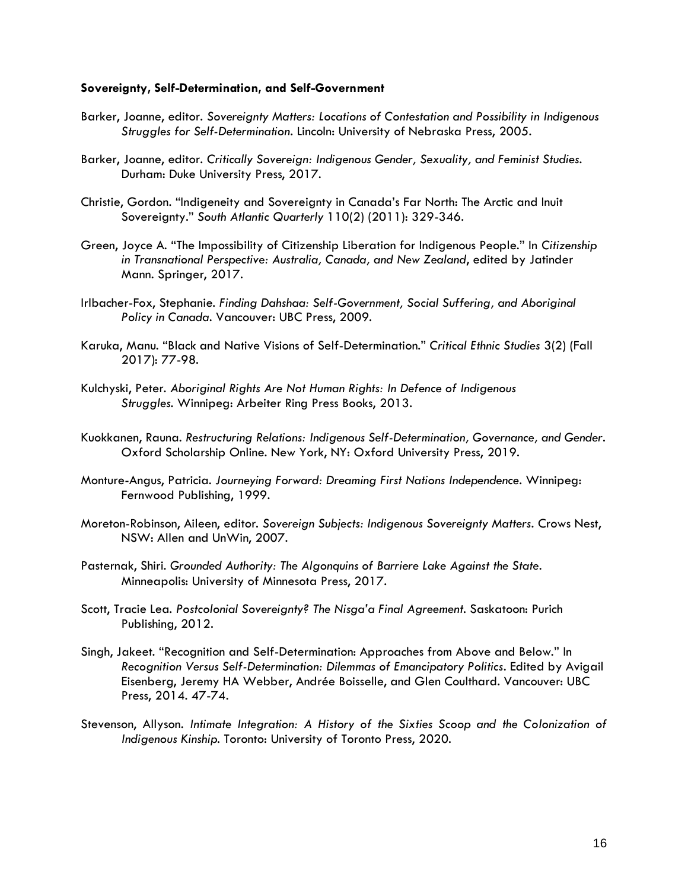**Sovereignty, Self-Determination, and Self-Government**

Barker, Joanne, editor. *Sovereignty Matters: Locations of Contestation and Possibility in Indigenous Struggles for Self-Determination.* Lincoln: University of Nebraska Press, 2005.

Barker, Joanne, editor. *Critically Sovereign: Indigenous Gender, Sexuality, and Feminist Studies.* Durham: Duke University Press, 2017.

Christie, Gordon. "Indigeneity and Sovereignty in Canada's Far North: The Arctic and Inuit Sovereignty." *South Atlantic Quarterly* 110(2) (2011): 329-346.

Green, Joyce A. "The Impossibility of Citizenship Liberation for Indigenous People." In *Citizenship in Transnational Perspective: Australia, Canada, and New Zealand*, edited by Jatinder Mann. Springer, 2017.

Irlbacher-Fox, Stephanie. *Finding Dahshaa: Self-Government, Social Suffering, and Aboriginal Policy in Canada.* Vancouver: UBC Press, 2009.

Karuka, Manu. "Black and Native Visions of Self-Determination." *Critical Ethnic Studies* 3(2) (Fall 2017): 77-98.

Kulchyski, Peter. *Aboriginal Rights Are Not Human Rights: In Defence of Indigenous Struggles.* Winnipeg: Arbeiter Ring Press Books, 2013.

Kuokkanen, Rauna. *Restructuring Relations: Indigenous Self-Determination, Governance, and Gender.* Oxford Scholarship Online. New York, NY: Oxford University Press, 2019.

Monture-Angus, Patricia. *Journeying Forward: Dreaming First Nations Independence.* Winnipeg: Fernwood Publishing, 1999.

Moreton-Robinson, Aileen, editor. *Sovereign Subjects: Indigenous Sovereignty Matters.* Crows Nest, NSW: Allen and UnWin, 2007.

Pasternak, Shiri. *Grounded Authority: The Algonquins of Barriere Lake Against the State.* Minneapolis: University of Minnesota Press, 2017.

Scott, Tracie Lea. *Postcolonial Sovereignty? The Nisga'a Final Agreement.* Saskatoon: Purich Publishing, 2012.

Singh, Jakeet. "Recognition and Self-Determination: Approaches from Above and Below." In *Recognition Versus Self-Determination: Dilemmas of Emancipatory Politics*. Edited by Avigail Eisenberg, Jeremy HA Webber, Andrée Boisselle, and Glen Coulthard. Vancouver: UBC Press, 2014. 47-74.

Stevenson, Allyson. *Intimate Integration: A History of the Sixties Scoop and the Colonization of Indigenous Kinship.* Toronto: University of Toronto Press, 2020.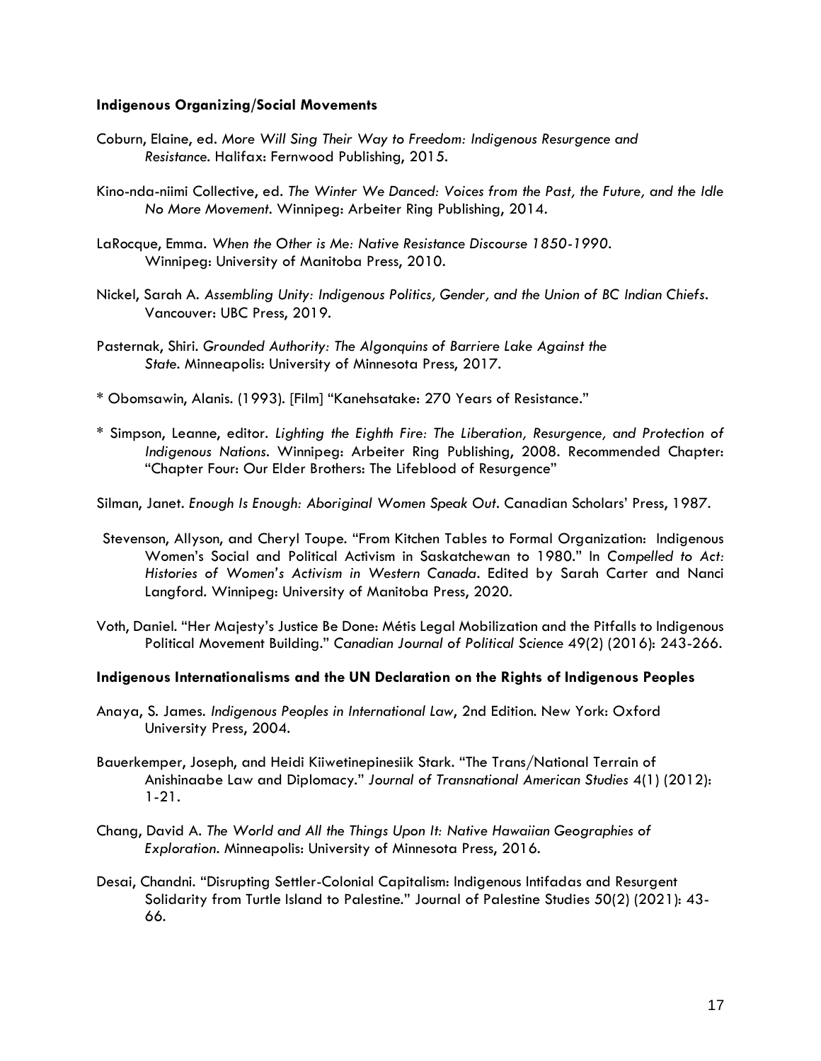**Indigenous Organizing/Social Movements**

Coburn, Elaine, ed. *More Will Sing Their Way to Freedom: Indigenous Resurgence and Resistance*. Halifax: Fernwood Publishing, 2015.

Kino-nda-niimi Collective, ed. *The Winter We Danced: Voices from the Past, the Future, and the Idle No More Movement*. Winnipeg: Arbeiter Ring Publishing, 2014.

LaRocque, Emma. *When the Other is Me: Native Resistance Discourse 1850-1990*. Winnipeg: University of Manitoba Press, 2010.

Nickel, Sarah A. *Assembling Unity: Indigenous Politics, Gender, and the Union of BC Indian Chiefs*. Vancouver: UBC Press, 2019.

Pasternak, Shiri. *Grounded Authority: The Algonquins of Barriere Lake Against the State*. Minneapolis: University of Minnesota Press, 2017.

* Obomsawin, Alanis. (1993). [Film] "Kanehsatake: 270 Years of Resistance."

* Simpson, Leanne, editor. *Lighting the Eighth Fire: The Liberation, Resurgence, and Protection of Indigenous Nations*. Winnipeg: Arbeiter Ring Publishing, 2008. Recommended Chapter: "Chapter Four: Our Elder Brothers: The Lifeblood of Resurgence"

Silman, Janet. *Enough Is Enough: Aboriginal Women Speak Out*. Canadian Scholars' Press, 1987.

Stevenson, Allyson, and Cheryl Toupe. "From Kitchen Tables to Formal Organization: Indigenous Women's Social and Political Activism in Saskatchewan to 1980." In *Compelled to Act: Histories of Women's Activism in Western Canada*. Edited by Sarah Carter and Nanci Langford. Winnipeg: University of Manitoba Press, 2020.

Voth, Daniel. "Her Majesty's Justice Be Done: Métis Legal Mobilization and the Pitfalls to Indigenous Political Movement Building." *Canadian Journal of Political Science* 49(2) (2016): 243-266.

**Indigenous Internationalisms and the UN Declaration on the Rights of Indigenous Peoples**

Anaya, S. James. *Indigenous Peoples in International Law*, 2nd Edition. New York: Oxford University Press, 2004.

Bauerkemper, Joseph, and Heidi Kiiwetinepinesiik Stark. "The Trans/National Terrain of Anishinaabe Law and Diplomacy." *Journal of Transnational American Studies* 4(1) (2012): 1-21.

Chang, David A. *The World and All the Things Upon It: Native Hawaiian Geographies of Exploration*. Minneapolis: University of Minnesota Press, 2016.

Desai, Chandni. "Disrupting Settler-Colonial Capitalism: Indigenous Intifadas and Resurgent Solidarity from Turtle Island to Palestine." Journal of Palestine Studies 50(2) (2021): 43-66.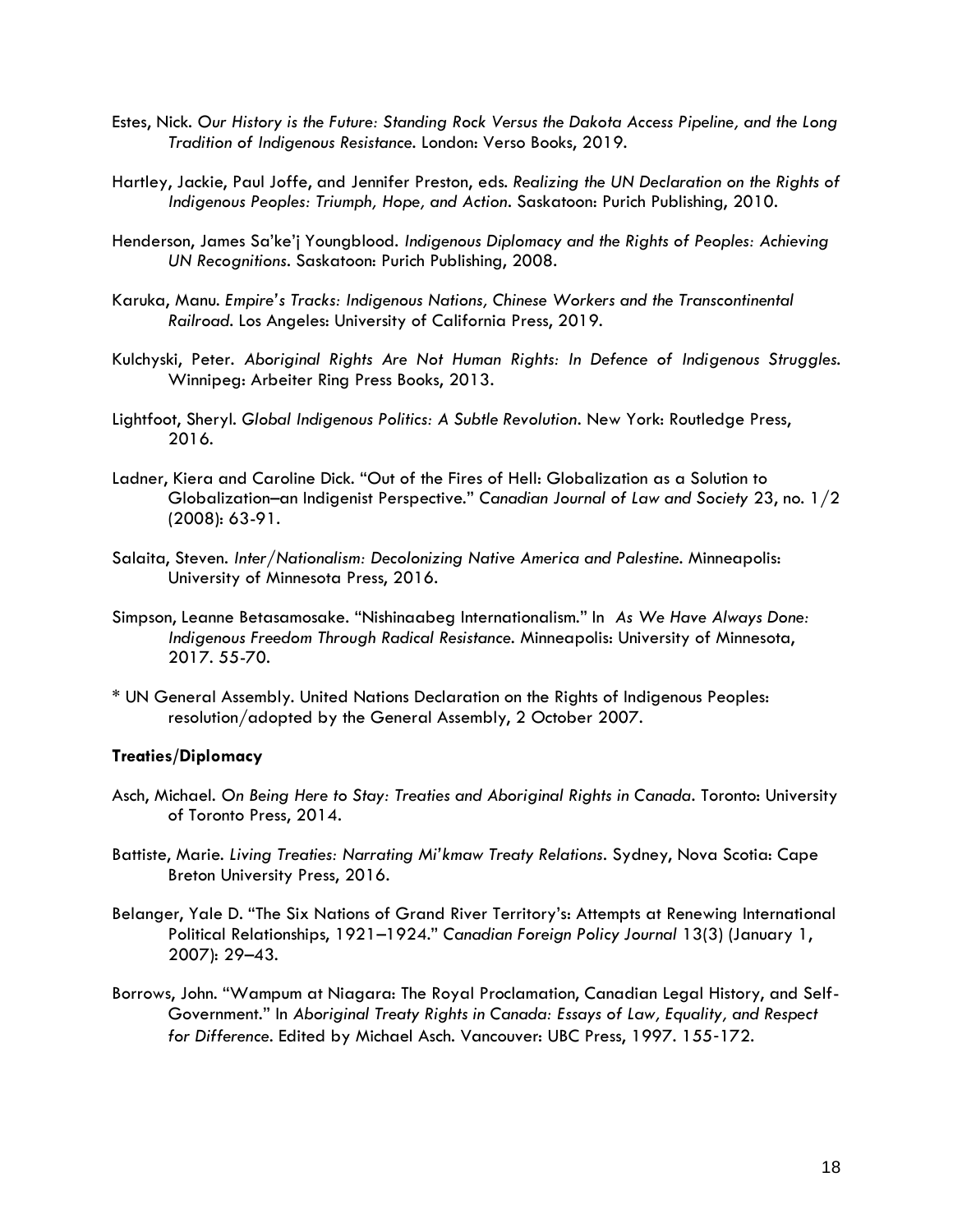Estes, Nick. *Our History is the Future: Standing Rock Versus the Dakota Access Pipeline, and the Long Tradition of Indigenous Resistance*. London: Verso Books, 2019.

Hartley, Jackie, Paul Joffe, and Jennifer Preston, eds. *Realizing the UN Declaration on the Rights of Indigenous Peoples: Triumph, Hope, and Action*. Saskatoon: Purich Publishing, 2010.

Henderson, James Sa'ke'j Youngblood. *Indigenous Diplomacy and the Rights of Peoples: Achieving UN Recognitions*. Saskatoon: Purich Publishing, 2008.

Karuka, Manu. *Empire's Tracks: Indigenous Nations, Chinese Workers and the Transcontinental Railroad*. Los Angeles: University of California Press, 2019.

Kulchyski, Peter. *Aboriginal Rights Are Not Human Rights: In Defence of Indigenous Struggles*. Winnipeg: Arbeiter Ring Press Books, 2013.

Lightfoot, Sheryl. *Global Indigenous Politics: A Subtle Revolution*. New York: Routledge Press, 2016.

Ladner, Kiera and Caroline Dick. "Out of the Fires of Hell: Globalization as a Solution to Globalization–an Indigenist Perspective." *Canadian Journal of Law and Society* 23, no. 1/2 (2008): 63-91.

Salaita, Steven. *Inter/Nationalism: Decolonizing Native America and Palestine*. Minneapolis: University of Minnesota Press, 2016.

Simpson, Leanne Betasamosake. "Nishinaabeg Internationalism." In *As We Have Always Done: Indigenous Freedom Through Radical Resistance*. Minneapolis: University of Minnesota, 2017. 55-70.

* UN General Assembly. United Nations Declaration on the Rights of Indigenous Peoples: resolution/adopted by the General Assembly, 2 October 2007.

**Treaties/Diplomacy**

Asch, Michael. *On Being Here to Stay: Treaties and Aboriginal Rights in Canada*. Toronto: University of Toronto Press, 2014.

Battiste, Marie. *Living Treaties: Narrating Mi'kmaw Treaty Relations*. Sydney, Nova Scotia: Cape Breton University Press, 2016.

Belanger, Yale D. "The Six Nations of Grand River Territory's: Attempts at Renewing International Political Relationships, 1921–1924." *Canadian Foreign Policy Journal* 13(3) (January 1, 2007): 29–43.

Borrows, John. "Wampum at Niagara: The Royal Proclamation, Canadian Legal History, and Self-Government." In *Aboriginal Treaty Rights in Canada: Essays of Law, Equality, and Respect for Difference*. Edited by Michael Asch. Vancouver: UBC Press, 1997. 155-172.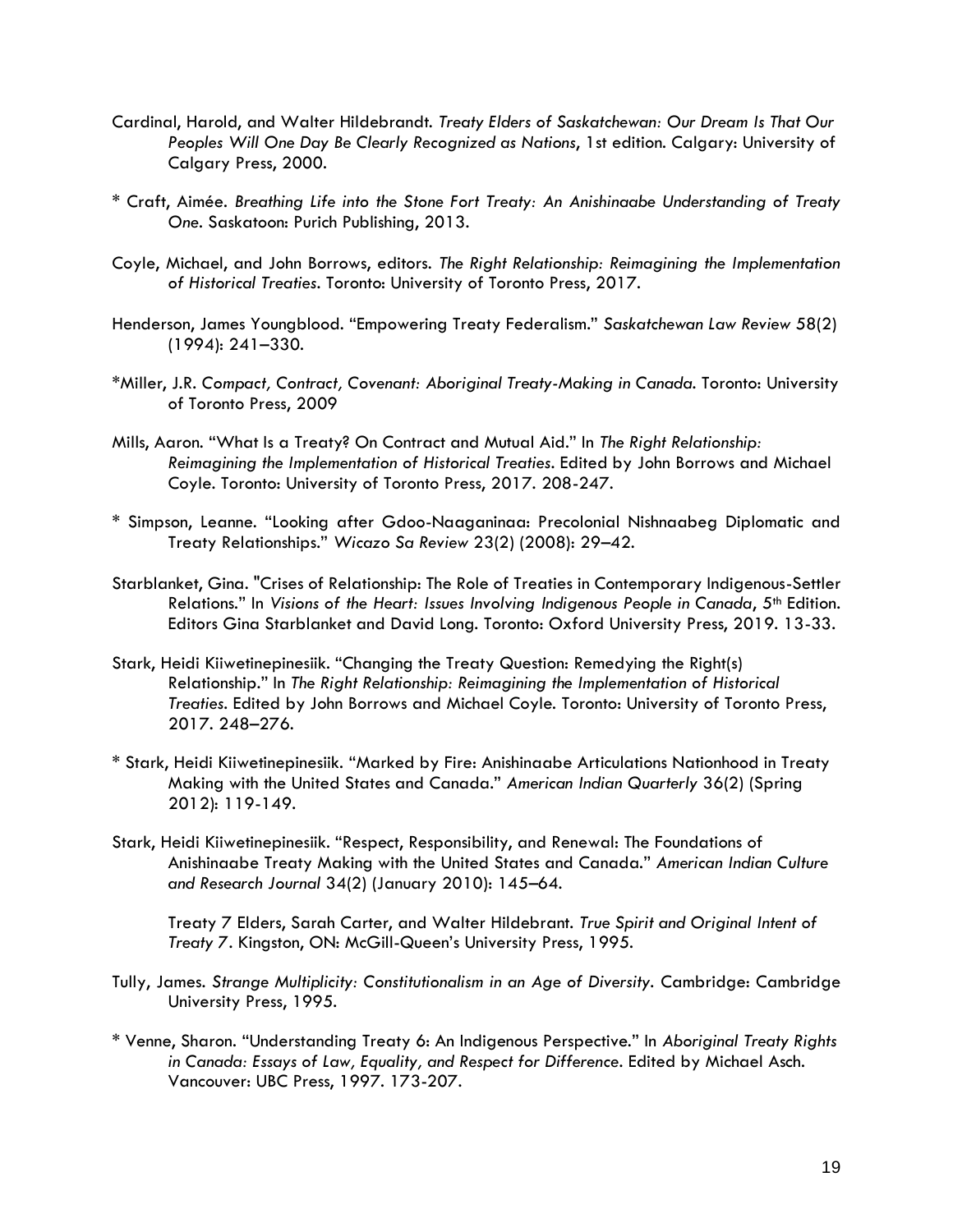Cardinal, Harold, and Walter Hildebrandt. *Treaty Elders of Saskatchewan: Our Dream Is That Our Peoples Will One Day Be Clearly Recognized as Nations*, 1st edition. Calgary: University of Calgary Press, 2000.

* Craft, Aimée. *Breathing Life into the Stone Fort Treaty: An Anishinaabe Understanding of Treaty One*. Saskatoon: Purich Publishing, 2013.

Coyle, Michael, and John Borrows, editors. *The Right Relationship: Reimagining the Implementation of Historical Treaties*. Toronto: University of Toronto Press, 2017.

Henderson, James Youngblood. "Empowering Treaty Federalism." *Saskatchewan Law Review* 58(2) (1994): 241–330.

*Miller, J.R. *Compact, Contract, Covenant: Aboriginal Treaty-Making in Canada*. Toronto: University of Toronto Press, 2009

Mills, Aaron. "What Is a Treaty? On Contract and Mutual Aid." In *The Right Relationship: Reimagining the Implementation of Historical Treaties*. Edited by John Borrows and Michael Coyle. Toronto: University of Toronto Press, 2017. 208-247.

* Simpson, Leanne. "Looking after Gdoo-Naaganinaa: Precolonial Nishnaabeg Diplomatic and Treaty Relationships." *Wicazo Sa Review* 23(2) (2008): 29–42.

Starblanket, Gina. "Crises of Relationship: The Role of Treaties in Contemporary Indigenous-Settler Relations." In *Visions of the Heart: Issues Involving Indigenous People in Canada*, 5th Edition. Editors Gina Starblanket and David Long. Toronto: Oxford University Press, 2019. 13-33.

Stark, Heidi Kiiwetinepinesiik. "Changing the Treaty Question: Remedying the Right(s) Relationship." In *The Right Relationship: Reimagining the Implementation of Historical Treaties*. Edited by John Borrows and Michael Coyle. Toronto: University of Toronto Press, 2017. 248–276.

* Stark, Heidi Kiiwetinepinesiik. "Marked by Fire: Anishinaabe Articulations Nationhood in Treaty Making with the United States and Canada." *American Indian Quarterly* 36(2) (Spring 2012): 119-149.

Stark, Heidi Kiiwetinepinesiik. "Respect, Responsibility, and Renewal: The Foundations of Anishinaabe Treaty Making with the United States and Canada." *American Indian Culture and Research Journal* 34(2) (January 2010): 145–64.

Treaty 7 Elders, Sarah Carter, and Walter Hildebrant. *True Spirit and Original Intent of Treaty 7*. Kingston, ON: McGill-Queen's University Press, 1995.

Tully, James. *Strange Multiplicity: Constitutionalism in an Age of Diversity*. Cambridge: Cambridge University Press, 1995.

* Venne, Sharon. "Understanding Treaty 6: An Indigenous Perspective." In *Aboriginal Treaty Rights in Canada: Essays of Law, Equality, and Respect for Difference*. Edited by Michael Asch. Vancouver: UBC Press, 1997. 173-207.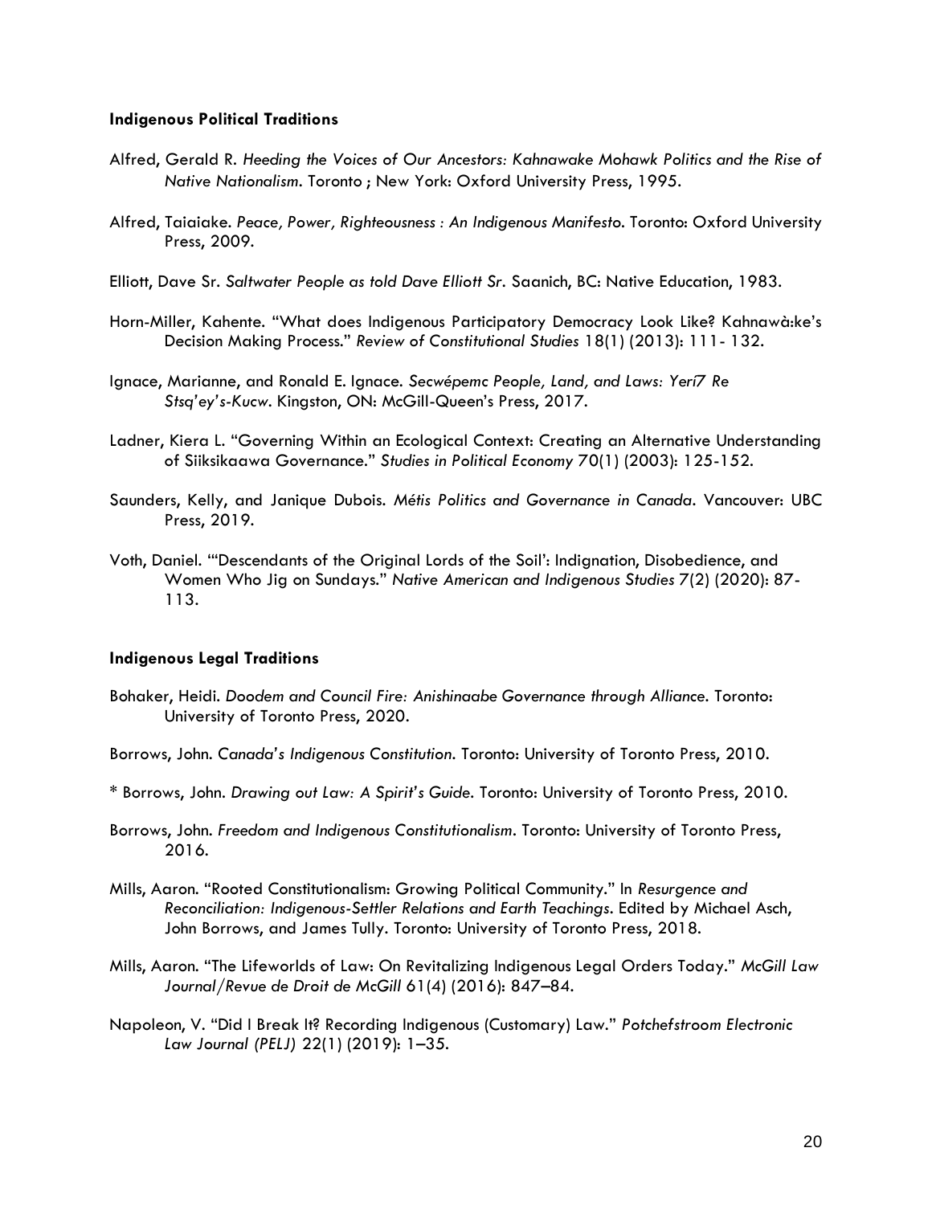**Indigenous Political Traditions**

Alfred, Gerald R. *Heeding the Voices of Our Ancestors: Kahnawake Mohawk Politics and the Rise of Native Nationalism*. Toronto ; New York: Oxford University Press, 1995.

Alfred, Taiaiake. *Peace, Power, Righteousness : An Indigenous Manifesto*. Toronto: Oxford University Press, 2009.

Elliott, Dave Sr. *Saltwater People as told Dave Elliott Sr*. Saanich, BC: Native Education, 1983.

Horn-Miller, Kahente. "What does Indigenous Participatory Democracy Look Like? Kahnawà:ke's Decision Making Process." *Review of Constitutional Studies* 18(1) (2013): 111- 132.

Ignace, Marianne, and Ronald E. Ignace. *Secwépemc People, Land, and Laws: Yerí7 Re Stsq'ey's-Kucw*. Kingston, ON: McGill-Queen's Press, 2017.

Ladner, Kiera L. "Governing Within an Ecological Context: Creating an Alternative Understanding of Siiksikaawa Governance." *Studies in Political Economy* 70(1) (2003): 125-152.

Saunders, Kelly, and Janique Dubois. *Métis Politics and Governance in Canada*. Vancouver: UBC Press, 2019.

Voth, Daniel. "'Descendants of the Original Lords of the Soil': Indignation, Disobedience, and Women Who Jig on Sundays." *Native American and Indigenous Studies* 7(2) (2020): 87-113.

**Indigenous Legal Traditions**

Bohaker, Heidi. *Doodem and Council Fire: Anishinaabe Governance through Alliance*. Toronto: University of Toronto Press, 2020.

Borrows, John. *Canada's Indigenous Constitution*. Toronto: University of Toronto Press, 2010.

* Borrows, John. *Drawing out Law: A Spirit's Guide*. Toronto: University of Toronto Press, 2010.

Borrows, John. *Freedom and Indigenous Constitutionalism*. Toronto: University of Toronto Press, 2016.

Mills, Aaron. "Rooted Constitutionalism: Growing Political Community." In *Resurgence and Reconciliation: Indigenous-Settler Relations and Earth Teachings*. Edited by Michael Asch, John Borrows, and James Tully. Toronto: University of Toronto Press, 2018.

Mills, Aaron. "The Lifeworlds of Law: On Revitalizing Indigenous Legal Orders Today." *McGill Law Journal/Revue de Droit de McGill* 61(4) (2016): 847–84.

Napoleon, V. "Did I Break It? Recording Indigenous (Customary) Law." *Potchefstroom Electronic Law Journal (PELJ)* 22(1) (2019): 1–35.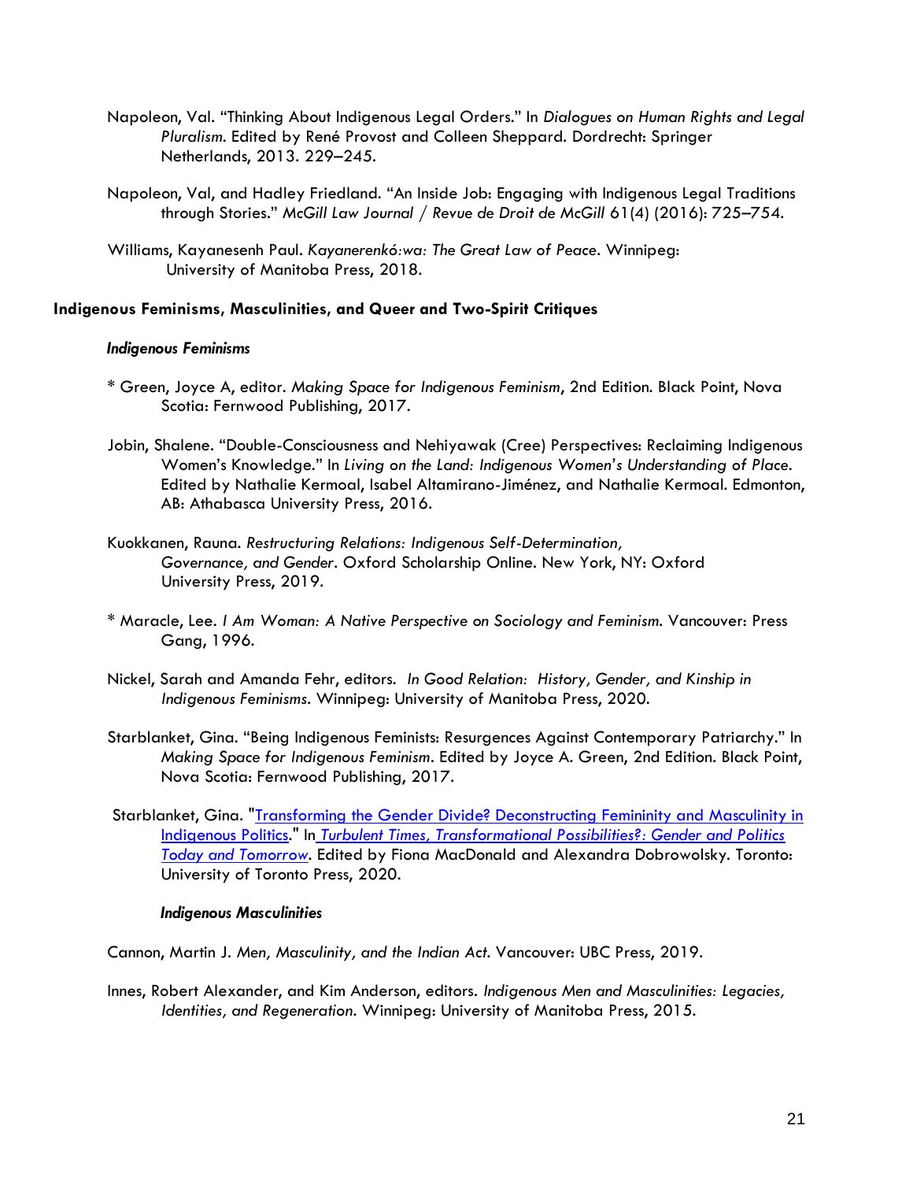Napoleon, Val. "Thinking About Indigenous Legal Orders." In *Dialogues on Human Rights and Legal Pluralism*. Edited by René Provost and Colleen Sheppard. Dordrecht: Springer Netherlands, 2013. 229–245.

Napoleon, Val, and Hadley Friedland. "An Inside Job: Engaging with Indigenous Legal Traditions through Stories." *McGill Law Journal / Revue de Droit de McGill* 61(4) (2016): 725–754.

Williams, Kayanesenh Paul. *Kayanerenkó:wa: The Great Law of Peace*. Winnipeg: University of Manitoba Press, 2018.

**Indigenous Feminisms, Masculinities, and Queer and Two-Spirit Critiques**

***Indigenous Feminisms***

* Green, Joyce A, editor. *Making Space for Indigenous Feminism*, 2nd Edition. Black Point, Nova Scotia: Fernwood Publishing, 2017.

Jobin, Shalene. "Double-Consciousness and Nehiyawak (Cree) Perspectives: Reclaiming Indigenous Women's Knowledge." In *Living on the Land: Indigenous Women's Understanding of Place*. Edited by Nathalie Kermoal, Isabel Altamirano-Jiménez, and Nathalie Kermoal. Edmonton, AB: Athabasca University Press, 2016.

Kuokkanen, Rauna. *Restructuring Relations: Indigenous Self-Determination, Governance, and Gender*. Oxford Scholarship Online. New York, NY: Oxford University Press, 2019.

* Maracle, Lee. *I Am Woman: A Native Perspective on Sociology and Feminism*. Vancouver: Press Gang, 1996.

Nickel, Sarah and Amanda Fehr, editors. *In Good Relation: History, Gender, and Kinship in Indigenous Feminisms*. Winnipeg: University of Manitoba Press, 2020.

Starblanket, Gina. "Being Indigenous Feminists: Resurgences Against Contemporary Patriarchy." In *Making Space for Indigenous Feminism*. Edited by Joyce A. Green, 2nd Edition. Black Point, Nova Scotia: Fernwood Publishing, 2017.

Starblanket, Gina. "Transforming the Gender Divide? Deconstructing Femininity and Masculinity in Indigenous Politics." In *Turbulent Times, Transformational Possibilities?: Gender and Politics Today and Tomorrow*. Edited by Fiona MacDonald and Alexandra Dobrowolsky. Toronto: University of Toronto Press, 2020.

***Indigenous Masculinities***

Cannon, Martin J. *Men, Masculinity, and the Indian Act*. Vancouver: UBC Press, 2019.

Innes, Robert Alexander, and Kim Anderson, editors. *Indigenous Men and Masculinities: Legacies, Identities, and Regeneration*. Winnipeg: University of Manitoba Press, 2015.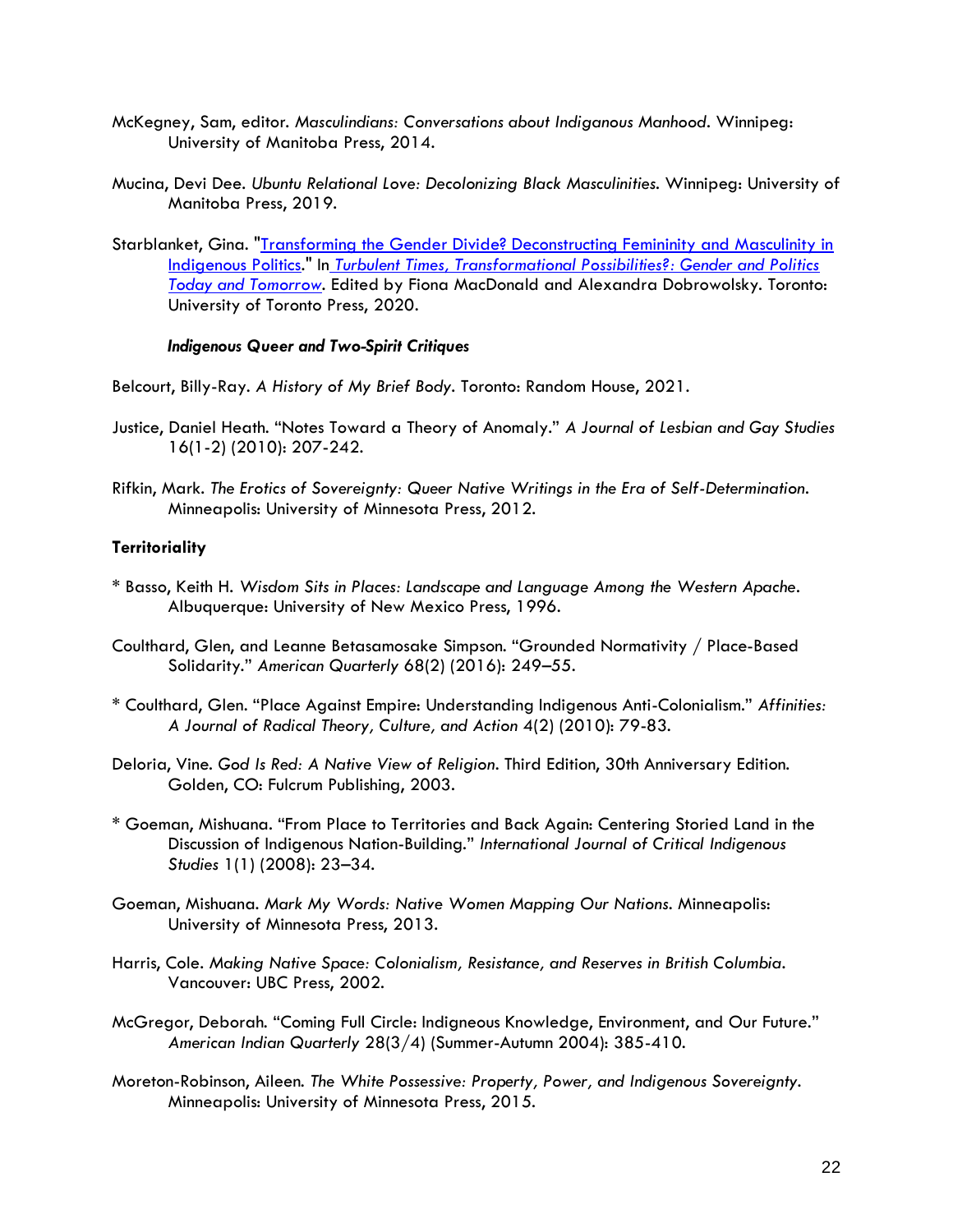McKegney, Sam, editor. *Masculindians: Conversations about Indiganous Manhood*. Winnipeg: University of Manitoba Press, 2014.

Mucina, Devi Dee. *Ubuntu Relational Love: Decolonizing Black Masculinities*. Winnipeg: University of Manitoba Press, 2019.

Starblanket, Gina. "[Transforming the Gender Divide? Deconstructing Femininity and Masculinity in Indigenous Politics]()." In *[Turbulent Times, Transformational Possibilities?: Gender and Politics Today and Tomorrow]()*. Edited by Fiona MacDonald and Alexandra Dobrowolsky. Toronto: University of Toronto Press, 2020.

***Indigenous Queer and Two-Spirit Critiques***

Belcourt, Billy-Ray. *A History of My Brief Body*. Toronto: Random House, 2021.

Justice, Daniel Heath. "Notes Toward a Theory of Anomaly." *A Journal of Lesbian and Gay Studies* 16(1-2) (2010): 207-242.

Rifkin, Mark. *The Erotics of Sovereignty: Queer Native Writings in the Era of Self-Determination*. Minneapolis: University of Minnesota Press, 2012.

**Territoriality**

* Basso, Keith H. *Wisdom Sits in Places: Landscape and Language Among the Western Apache*. Albuquerque: University of New Mexico Press, 1996.

Coulthard, Glen, and Leanne Betasamosake Simpson. "Grounded Normativity / Place-Based Solidarity." *American Quarterly* 68(2) (2016): 249–55.

* Coulthard, Glen. "Place Against Empire: Understanding Indigenous Anti-Colonialism." *Affinities: A Journal of Radical Theory, Culture, and Action* 4(2) (2010): 79-83.

Deloria, Vine. *God Is Red: A Native View of Religion*. Third Edition, 30th Anniversary Edition. Golden, CO: Fulcrum Publishing, 2003.

* Goeman, Mishuana. "From Place to Territories and Back Again: Centering Storied Land in the Discussion of Indigenous Nation-Building." *International Journal of Critical Indigenous Studies* 1(1) (2008): 23–34.

Goeman, Mishuana. *Mark My Words: Native Women Mapping Our Nations*. Minneapolis: University of Minnesota Press, 2013.

Harris, Cole. *Making Native Space: Colonialism, Resistance, and Reserves in British Columbia*. Vancouver: UBC Press, 2002.

McGregor, Deborah. "Coming Full Circle: Indigneous Knowledge, Environment, and Our Future." *American Indian Quarterly* 28(3/4) (Summer-Autumn 2004): 385-410.

Moreton-Robinson, Aileen. *The White Possessive: Property, Power, and Indigenous Sovereignty*. Minneapolis: University of Minnesota Press, 2015.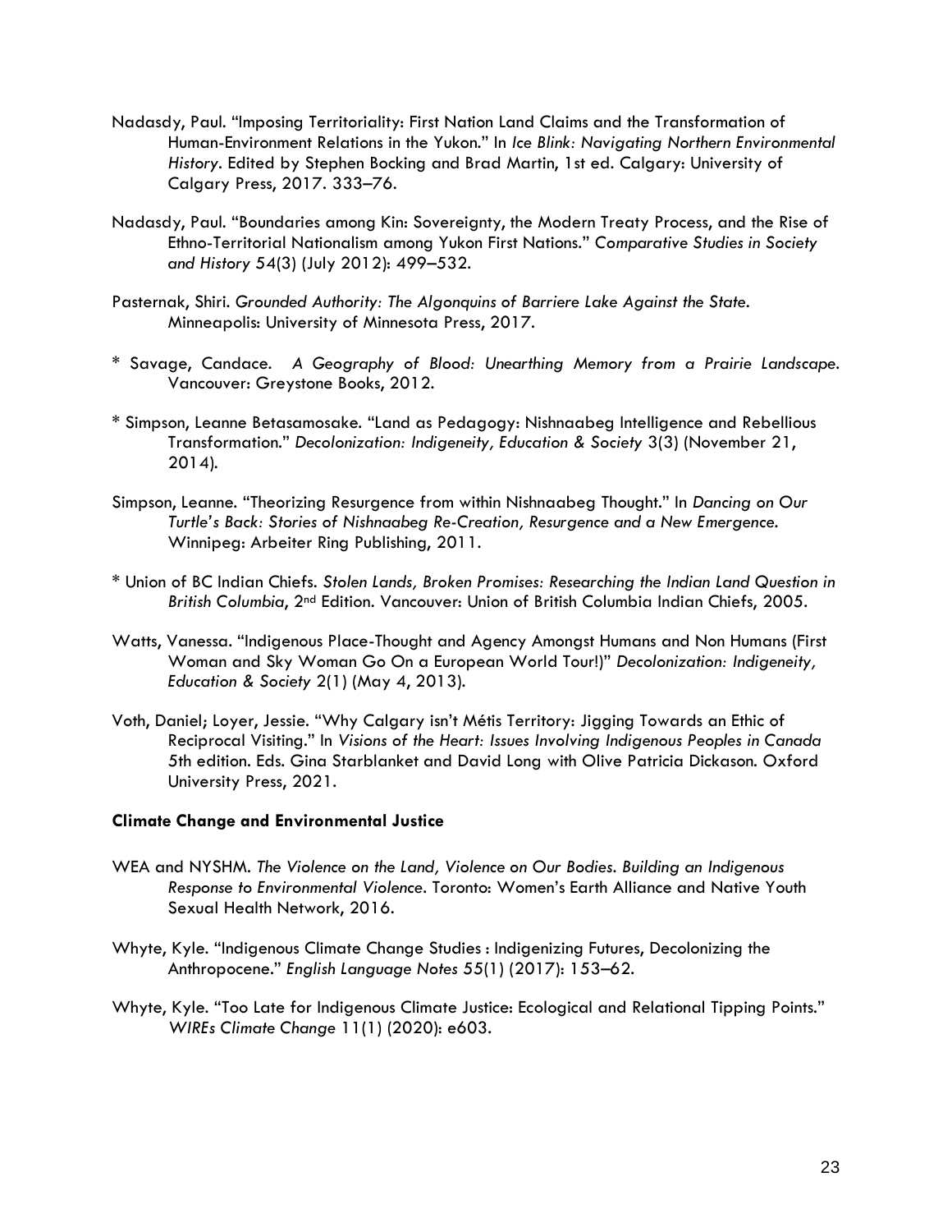Nadasdy, Paul. "Imposing Territoriality: First Nation Land Claims and the Transformation of Human-Environment Relations in the Yukon." In *Ice Blink: Navigating Northern Environmental History*. Edited by Stephen Bocking and Brad Martin, 1st ed. Calgary: University of Calgary Press, 2017. 333–76.

Nadasdy, Paul. "Boundaries among Kin: Sovereignty, the Modern Treaty Process, and the Rise of Ethno-Territorial Nationalism among Yukon First Nations." *Comparative Studies in Society and History* 54(3) (July 2012): 499–532.

Pasternak, Shiri. *Grounded Authority: The Algonquins of Barriere Lake Against the State*. Minneapolis: University of Minnesota Press, 2017.

\* Savage, Candace. *A Geography of Blood: Unearthing Memory from a Prairie Landscape*. Vancouver: Greystone Books, 2012.

\* Simpson, Leanne Betasamosake. "Land as Pedagogy: Nishnaabeg Intelligence and Rebellious Transformation." *Decolonization: Indigeneity, Education & Society* 3(3) (November 21, 2014).

Simpson, Leanne. "Theorizing Resurgence from within Nishnaabeg Thought." In *Dancing on Our Turtle's Back: Stories of Nishnaabeg Re-Creation, Resurgence and a New Emergence*. Winnipeg: Arbeiter Ring Publishing, 2011.

\* Union of BC Indian Chiefs. *Stolen Lands, Broken Promises: Researching the Indian Land Question in British Columbia*, 2nd Edition. Vancouver: Union of British Columbia Indian Chiefs, 2005.

Watts, Vanessa. "Indigenous Place-Thought and Agency Amongst Humans and Non Humans (First Woman and Sky Woman Go On a European World Tour!)" *Decolonization: Indigeneity, Education & Society* 2(1) (May 4, 2013).

Voth, Daniel; Loyer, Jessie. "Why Calgary isn't Métis Territory: Jigging Towards an Ethic of Reciprocal Visiting." In *Visions of the Heart: Issues Involving Indigenous Peoples in Canada* 5th edition. Eds. Gina Starblanket and David Long with Olive Patricia Dickason. Oxford University Press, 2021.

**Climate Change and Environmental Justice**

WEA and NYSHM. *The Violence on the Land, Violence on Our Bodies. Building an Indigenous Response to Environmental Violence*. Toronto: Women's Earth Alliance and Native Youth Sexual Health Network, 2016.

Whyte, Kyle. "Indigenous Climate Change Studies : Indigenizing Futures, Decolonizing the Anthropocene." *English Language Notes* 55(1) (2017): 153–62.

Whyte, Kyle. "Too Late for Indigenous Climate Justice: Ecological and Relational Tipping Points." *WIREs Climate Change* 11(1) (2020): e603.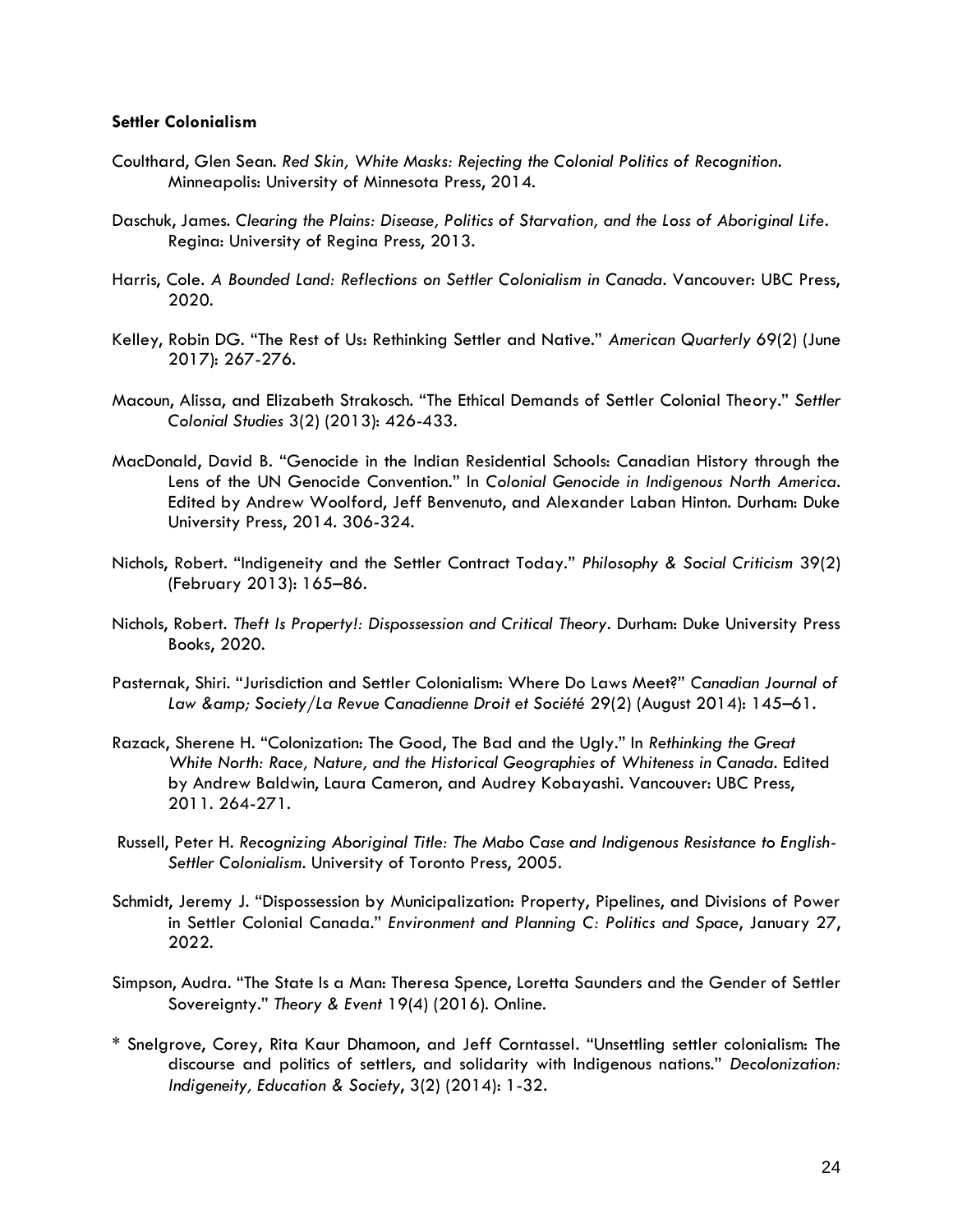**Settler Colonialism**

Coulthard, Glen Sean. *Red Skin, White Masks: Rejecting the Colonial Politics of Recognition*. Minneapolis: University of Minnesota Press, 2014.

Daschuk, James. *Clearing the Plains: Disease, Politics of Starvation, and the Loss of Aboriginal Life*. Regina: University of Regina Press, 2013.

Harris, Cole. *A Bounded Land: Reflections on Settler Colonialism in Canada*. Vancouver: UBC Press, 2020.

Kelley, Robin DG. "The Rest of Us: Rethinking Settler and Native." *American Quarterly* 69(2) (June 2017): 267-276.

Macoun, Alissa, and Elizabeth Strakosch. "The Ethical Demands of Settler Colonial Theory." *Settler Colonial Studies* 3(2) (2013): 426-433.

MacDonald, David B. "Genocide in the Indian Residential Schools: Canadian History through the Lens of the UN Genocide Convention." In *Colonial Genocide in Indigenous North America*. Edited by Andrew Woolford, Jeff Benvenuto, and Alexander Laban Hinton. Durham: Duke University Press, 2014. 306-324.

Nichols, Robert. "Indigeneity and the Settler Contract Today." *Philosophy & Social Criticism* 39(2) (February 2013): 165–86.

Nichols, Robert. *Theft Is Property!: Dispossession and Critical Theory*. Durham: Duke University Press Books, 2020.

Pasternak, Shiri. "Jurisdiction and Settler Colonialism: Where Do Laws Meet?" *Canadian Journal of Law &amp; Society/La Revue Canadienne Droit et Société* 29(2) (August 2014): 145–61.

Razack, Sherene H. "Colonization: The Good, The Bad and the Ugly." In *Rethinking the Great White North: Race, Nature, and the Historical Geographies of Whiteness in Canada*. Edited by Andrew Baldwin, Laura Cameron, and Audrey Kobayashi. Vancouver: UBC Press, 2011. 264-271.

Russell, Peter H. *Recognizing Aboriginal Title: The Mabo Case and Indigenous Resistance to English-Settler Colonialism*. University of Toronto Press, 2005.

Schmidt, Jeremy J. "Dispossession by Municipalization: Property, Pipelines, and Divisions of Power in Settler Colonial Canada." *Environment and Planning C: Politics and Space*, January 27, 2022.

Simpson, Audra. "The State Is a Man: Theresa Spence, Loretta Saunders and the Gender of Settler Sovereignty." *Theory & Event* 19(4) (2016). Online.

* Snelgrove, Corey, Rita Kaur Dhamoon, and Jeff Corntassel. "Unsettling settler colonialism: The discourse and politics of settlers, and solidarity with Indigenous nations." *Decolonization: Indigeneity, Education & Society*, 3(2) (2014): 1-32.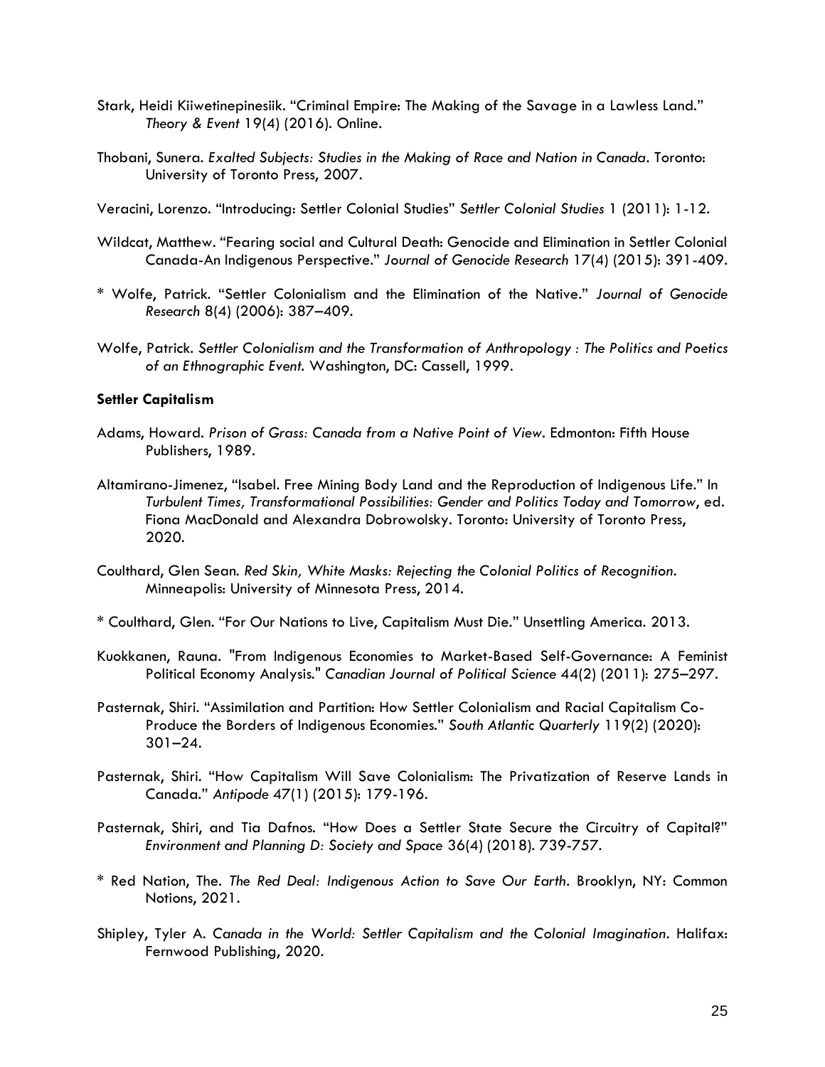Stark, Heidi Kiiwetinepinesiik. "Criminal Empire: The Making of the Savage in a Lawless Land." *Theory & Event* 19(4) (2016). Online.

Thobani, Sunera. *Exalted Subjects: Studies in the Making of Race and Nation in Canada*. Toronto: University of Toronto Press, 2007.

Veracini, Lorenzo. "Introducing: Settler Colonial Studies" *Settler Colonial Studies* 1 (2011): 1-12.

Wildcat, Matthew. "Fearing social and Cultural Death: Genocide and Elimination in Settler Colonial Canada-An Indigenous Perspective." *Journal of Genocide Research* 17(4) (2015): 391-409.

* Wolfe, Patrick. "Settler Colonialism and the Elimination of the Native." *Journal of Genocide Research* 8(4) (2006): 387–409.

Wolfe, Patrick. *Settler Colonialism and the Transformation of Anthropology : The Politics and Poetics of an Ethnographic Event.* Washington, DC: Cassell, 1999.

**Settler Capitalism**

Adams, Howard. *Prison of Grass: Canada from a Native Point of View*. Edmonton: Fifth House Publishers, 1989.

Altamirano-Jimenez, "Isabel. Free Mining Body Land and the Reproduction of Indigenous Life." In *Turbulent Times, Transformational Possibilities: Gender and Politics Today and Tomorrow*, ed. Fiona MacDonald and Alexandra Dobrowolsky. Toronto: University of Toronto Press, 2020.

Coulthard, Glen Sean. *Red Skin, White Masks: Rejecting the Colonial Politics of Recognition*. Minneapolis: University of Minnesota Press, 2014.

* Coulthard, Glen. "For Our Nations to Live, Capitalism Must Die." Unsettling America. 2013.

Kuokkanen, Rauna. "From Indigenous Economies to Market-Based Self-Governance: A Feminist Political Economy Analysis." *Canadian Journal of Political Science* 44(2) (2011): 275–297.

Pasternak, Shiri. "Assimilation and Partition: How Settler Colonialism and Racial Capitalism Co-Produce the Borders of Indigenous Economies." *South Atlantic Quarterly* 119(2) (2020): 301–24.

Pasternak, Shiri. "How Capitalism Will Save Colonialism: The Privatization of Reserve Lands in Canada." *Antipode* 47(1) (2015): 179-196.

Pasternak, Shiri, and Tia Dafnos. "How Does a Settler State Secure the Circuitry of Capital?" *Environment and Planning D: Society and Space* 36(4) (2018). 739-757.

* Red Nation, The. *The Red Deal: Indigenous Action to Save Our Earth*. Brooklyn, NY: Common Notions, 2021.

Shipley, Tyler A. *Canada in the World: Settler Capitalism and the Colonial Imagination*. Halifax: Fernwood Publishing, 2020.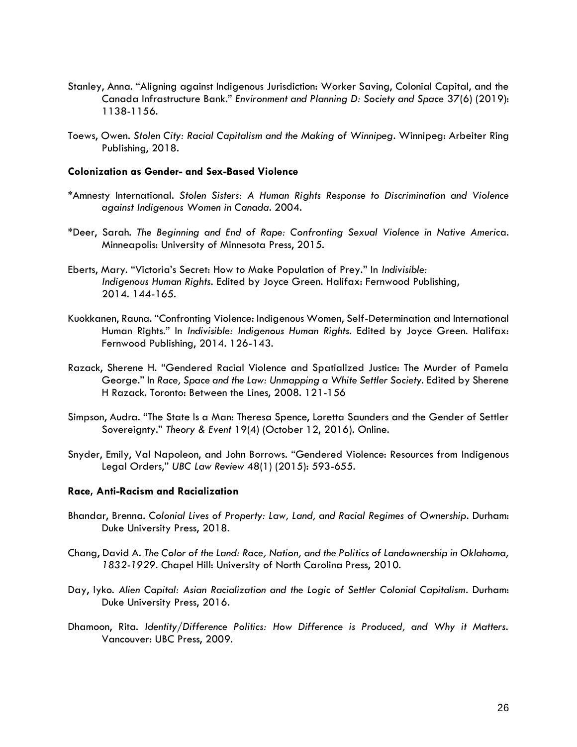Stanley, Anna. "Aligning against Indigenous Jurisdiction: Worker Saving, Colonial Capital, and the Canada Infrastructure Bank." *Environment and Planning D: Society and Space* 37(6) (2019): 1138-1156.

Toews, Owen. *Stolen City: Racial Capitalism and the Making of Winnipeg*. Winnipeg: Arbeiter Ring Publishing, 2018.

**Colonization as Gender- and Sex-Based Violence**

*Amnesty International. *Stolen Sisters: A Human Rights Response to Discrimination and Violence against Indigenous Women in Canada*. 2004.

*Deer, Sarah. *The Beginning and End of Rape: Confronting Sexual Violence in Native America*. Minneapolis: University of Minnesota Press, 2015.

Eberts, Mary. "Victoria's Secret: How to Make Population of Prey." In *Indivisible: Indigenous Human Rights*. Edited by Joyce Green. Halifax: Fernwood Publishing, 2014. 144-165.

Kuokkanen, Rauna. "Confronting Violence: Indigenous Women, Self-Determination and International Human Rights." In *Indivisible: Indigenous Human Rights*. Edited by Joyce Green. Halifax: Fernwood Publishing, 2014. 126-143.

Razack, Sherene H. "Gendered Racial Violence and Spatialized Justice: The Murder of Pamela George." In *Race, Space and the Law: Unmapping a White Settler Society*. Edited by Sherene H Razack. Toronto: Between the Lines, 2008. 121-156

Simpson, Audra. "The State Is a Man: Theresa Spence, Loretta Saunders and the Gender of Settler Sovereignty." *Theory & Event* 19(4) (October 12, 2016). Online.

Snyder, Emily, Val Napoleon, and John Borrows. "Gendered Violence: Resources from Indigenous Legal Orders," *UBC Law Review* 48(1) (2015): 593-655.

**Race, Anti-Racism and Racialization**

Bhandar, Brenna. *Colonial Lives of Property: Law, Land, and Racial Regimes of Ownership*. Durham: Duke University Press, 2018.

Chang, David A. *The Color of the Land: Race, Nation, and the Politics of Landownership in Oklahoma, 1832-1929*. Chapel Hill: University of North Carolina Press, 2010.

Day, Iyko. *Alien Capital: Asian Racialization and the Logic of Settler Colonial Capitalism*. Durham: Duke University Press, 2016.

Dhamoon, Rita. *Identity/Difference Politics: How Difference is Produced, and Why it Matters*. Vancouver: UBC Press, 2009.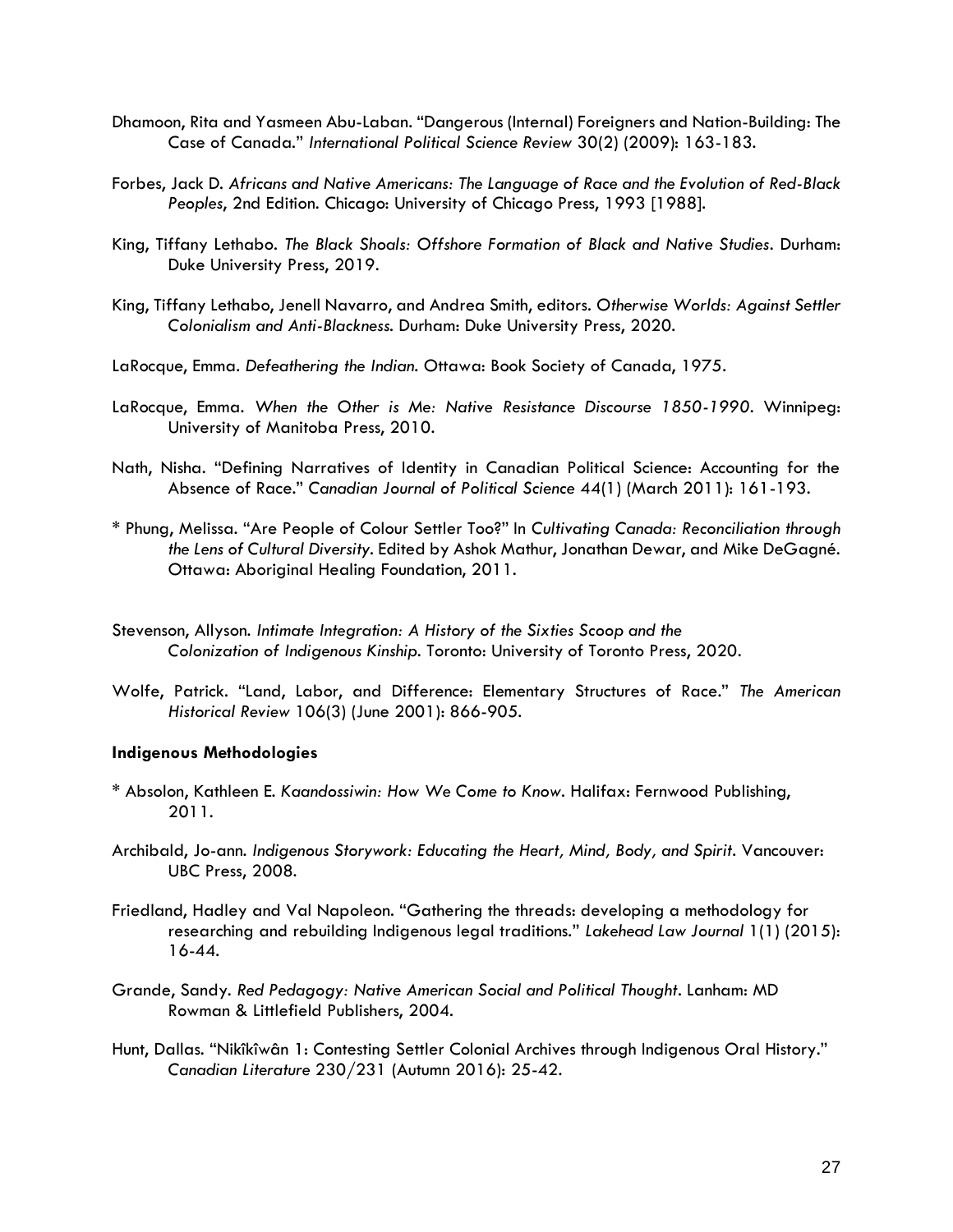Dhamoon, Rita and Yasmeen Abu-Laban. "Dangerous (Internal) Foreigners and Nation-Building: The Case of Canada." *International Political Science Review* 30(2) (2009): 163-183.

Forbes, Jack D. *Africans and Native Americans: The Language of Race and the Evolution of Red-Black Peoples*, 2nd Edition. Chicago: University of Chicago Press, 1993 [1988].

King, Tiffany Lethabo. *The Black Shoals: Offshore Formation of Black and Native Studies*. Durham: Duke University Press, 2019.

King, Tiffany Lethabo, Jenell Navarro, and Andrea Smith, editors. *Otherwise Worlds: Against Settler Colonialism and Anti-Blackness.* Durham: Duke University Press, 2020.

LaRocque, Emma. *Defeathering the Indian.* Ottawa: Book Society of Canada, 1975.

LaRocque, Emma. *When the Other is Me: Native Resistance Discourse 1850-1990*. Winnipeg: University of Manitoba Press, 2010.

Nath, Nisha. "Defining Narratives of Identity in Canadian Political Science: Accounting for the Absence of Race." *Canadian Journal of Political Science* 44(1) (March 2011): 161-193.

\* Phung, Melissa. "Are People of Colour Settler Too?" In *Cultivating Canada: Reconciliation through the Lens of Cultural Diversity*. Edited by Ashok Mathur, Jonathan Dewar, and Mike DeGagné. Ottawa: Aboriginal Healing Foundation, 2011.

Stevenson, Allyson. *Intimate Integration: A History of the Sixties Scoop and the Colonization of Indigenous Kinship*. Toronto: University of Toronto Press, 2020.

Wolfe, Patrick. "Land, Labor, and Difference: Elementary Structures of Race." *The American Historical Review* 106(3) (June 2001): 866-905.

**Indigenous Methodologies**

\* Absolon, Kathleen E. *Kaandossiwin: How We Come to Know*. Halifax: Fernwood Publishing, 2011.

Archibald, Jo-ann. *Indigenous Storywork: Educating the Heart, Mind, Body, and Spirit*. Vancouver: UBC Press, 2008.

Friedland, Hadley and Val Napoleon. "Gathering the threads: developing a methodology for researching and rebuilding Indigenous legal traditions." *Lakehead Law Journal* 1(1) (2015): 16-44.

Grande, Sandy. *Red Pedagogy: Native American Social and Political Thought*. Lanham: MD Rowman & Littlefield Publishers, 2004.

Hunt, Dallas. "Nikîkîwân 1: Contesting Settler Colonial Archives through Indigenous Oral History." *Canadian Literature* 230/231 (Autumn 2016): 25-42.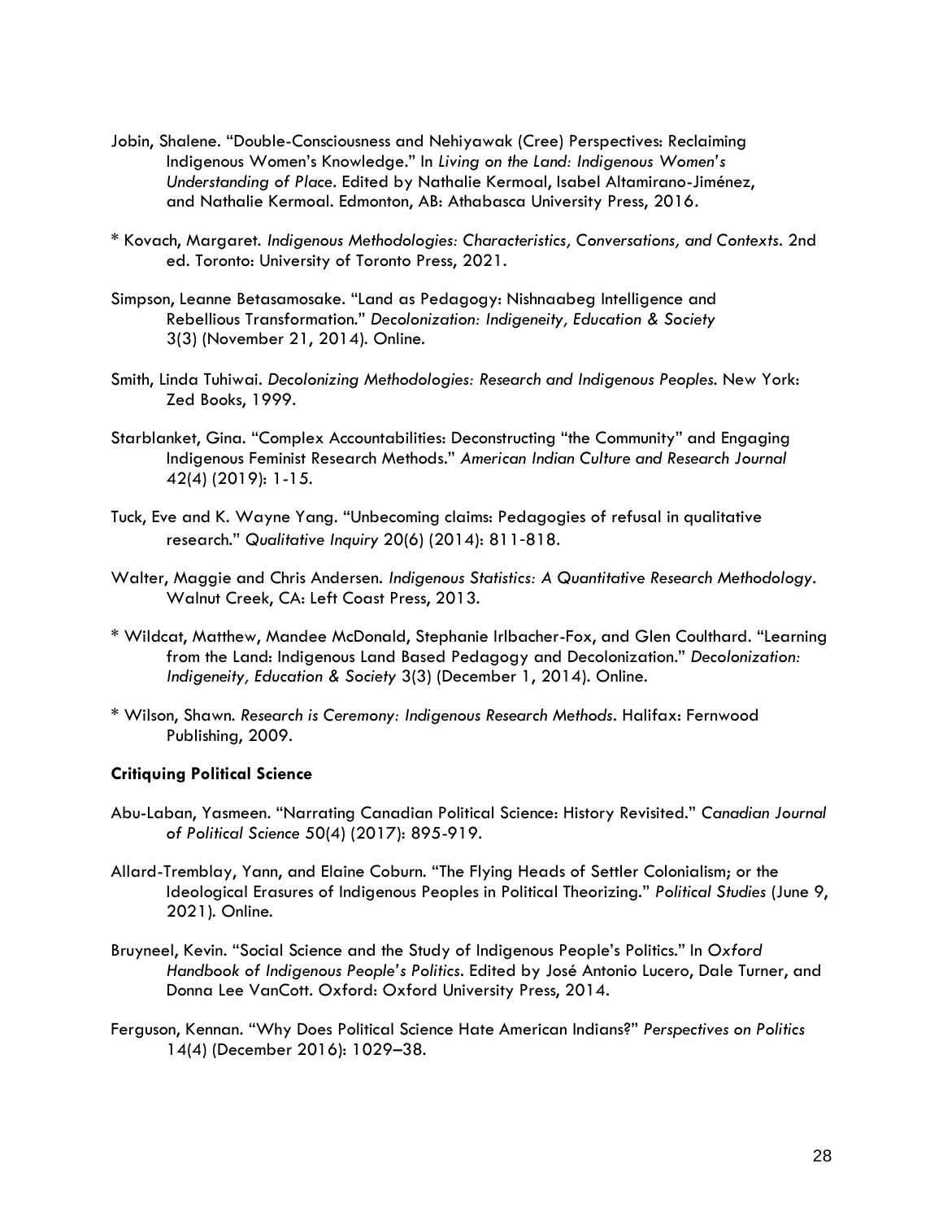Jobin, Shalene. “Double-Consciousness and Nehiyawak (Cree) Perspectives: Reclaiming Indigenous Women’s Knowledge.” In *Living on the Land: Indigenous Women’s Understanding of Place*. Edited by Nathalie Kermoal, Isabel Altamirano-Jiménez, and Nathalie Kermoal. Edmonton, AB: Athabasca University Press, 2016.

* Kovach, Margaret. *Indigenous Methodologies: Characteristics, Conversations, and Contexts*. 2nd ed. Toronto: University of Toronto Press, 2021.

Simpson, Leanne Betasamosake. “Land as Pedagogy: Nishnaabeg Intelligence and Rebellious Transformation.” *Decolonization: Indigeneity, Education & Society* 3(3) (November 21, 2014). Online.

Smith, Linda Tuhiwai. *Decolonizing Methodologies: Research and Indigenous Peoples*. New York: Zed Books, 1999.

Starblanket, Gina. “Complex Accountabilities: Deconstructing “the Community” and Engaging Indigenous Feminist Research Methods.” *American Indian Culture and Research Journal* 42(4) (2019): 1-15.

Tuck, Eve and K. Wayne Yang. “Unbecoming claims: Pedagogies of refusal in qualitative research.” *Qualitative Inquiry* 20(6) (2014): 811-818.

Walter, Maggie and Chris Andersen. *Indigenous Statistics: A Quantitative Research Methodology*. Walnut Creek, CA: Left Coast Press, 2013.

* Wildcat, Matthew, Mandee McDonald, Stephanie Irlbacher-Fox, and Glen Coulthard. “Learning from the Land: Indigenous Land Based Pedagogy and Decolonization.” *Decolonization: Indigeneity, Education & Society* 3(3) (December 1, 2014). Online.

* Wilson, Shawn. *Research is Ceremony: Indigenous Research Methods*. Halifax: Fernwood Publishing, 2009.

**Critiquing Political Science**

Abu-Laban, Yasmeen. “Narrating Canadian Political Science: History Revisited.” *Canadian Journal of Political Science* 50(4) (2017): 895-919.

Allard-Tremblay, Yann, and Elaine Coburn. “The Flying Heads of Settler Colonialism; or the Ideological Erasures of Indigenous Peoples in Political Theorizing.” *Political Studies* (June 9, 2021). Online.

Bruyneel, Kevin. “Social Science and the Study of Indigenous People’s Politics.” In *Oxford Handbook of Indigenous People’s Politics*. Edited by José Antonio Lucero, Dale Turner, and Donna Lee VanCott. Oxford: Oxford University Press, 2014.

Ferguson, Kennan. “Why Does Political Science Hate American Indians?” *Perspectives on Politics* 14(4) (December 2016): 1029–38.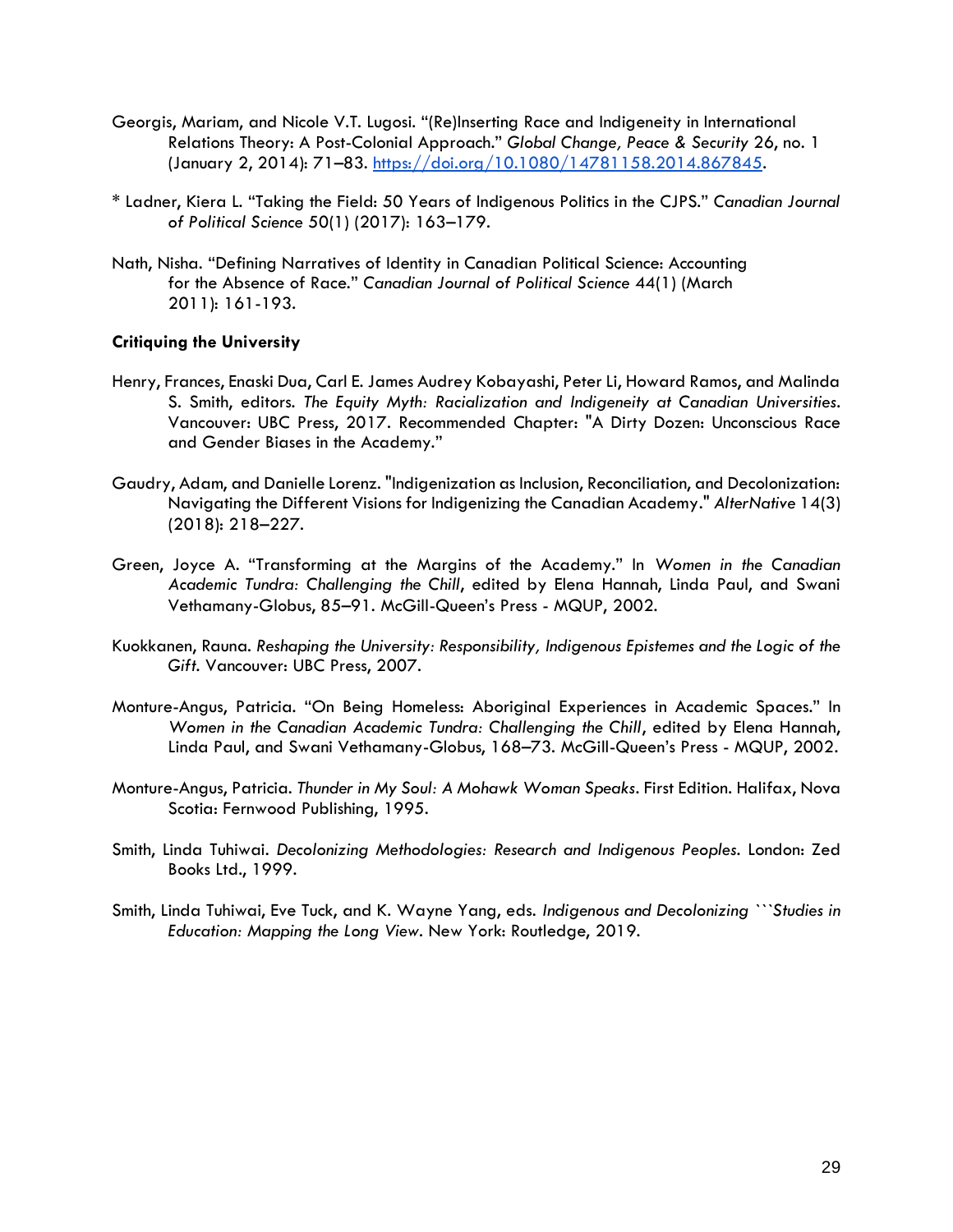Georgis, Mariam, and Nicole V.T. Lugosi. "(Re)Inserting Race and Indigeneity in International Relations Theory: A Post-Colonial Approach." *Global Change, Peace & Security* 26, no. 1 (January 2, 2014): 71–83. https://doi.org/10.1080/14781158.2014.867845.

* Ladner, Kiera L. "Taking the Field: 50 Years of Indigenous Politics in the CJPS." *Canadian Journal of Political Science* 50(1) (2017): 163–179.

Nath, Nisha. "Defining Narratives of Identity in Canadian Political Science: Accounting for the Absence of Race." *Canadian Journal of Political Science* 44(1) (March 2011): 161-193.

**Critiquing the University**

Henry, Frances, Enaski Dua, Carl E. James Audrey Kobayashi, Peter Li, Howard Ramos, and Malinda S. Smith, editors. *The Equity Myth: Racialization and Indigeneity at Canadian Universities*. Vancouver: UBC Press, 2017. Recommended Chapter: "A Dirty Dozen: Unconscious Race and Gender Biases in the Academy."

Gaudry, Adam, and Danielle Lorenz. "Indigenization as Inclusion, Reconciliation, and Decolonization: Navigating the Different Visions for Indigenizing the Canadian Academy." *AlterNative* 14(3) (2018): 218–227.

Green, Joyce A. "Transforming at the Margins of the Academy." In *Women in the Canadian Academic Tundra: Challenging the Chill*, edited by Elena Hannah, Linda Paul, and Swani Vethamany-Globus, 85–91. McGill-Queen's Press - MQUP, 2002.

Kuokkanen, Rauna. *Reshaping the University: Responsibility, Indigenous Epistemes and the Logic of the Gift*. Vancouver: UBC Press, 2007.

Monture-Angus, Patricia. "On Being Homeless: Aboriginal Experiences in Academic Spaces." In *Women in the Canadian Academic Tundra: Challenging the Chill*, edited by Elena Hannah, Linda Paul, and Swani Vethamany-Globus, 168–73. McGill-Queen's Press - MQUP, 2002.

Monture-Angus, Patricia. *Thunder in My Soul: A Mohawk Woman Speaks*. First Edition. Halifax, Nova Scotia: Fernwood Publishing, 1995.

Smith, Linda Tuhiwai. *Decolonizing Methodologies: Research and Indigenous Peoples*. London: Zed Books Ltd., 1999.

Smith, Linda Tuhiwai, Eve Tuck, and K. Wayne Yang, eds. *Indigenous and Decolonizing ```Studies in Education: Mapping the Long View*. New York: Routledge, 2019.